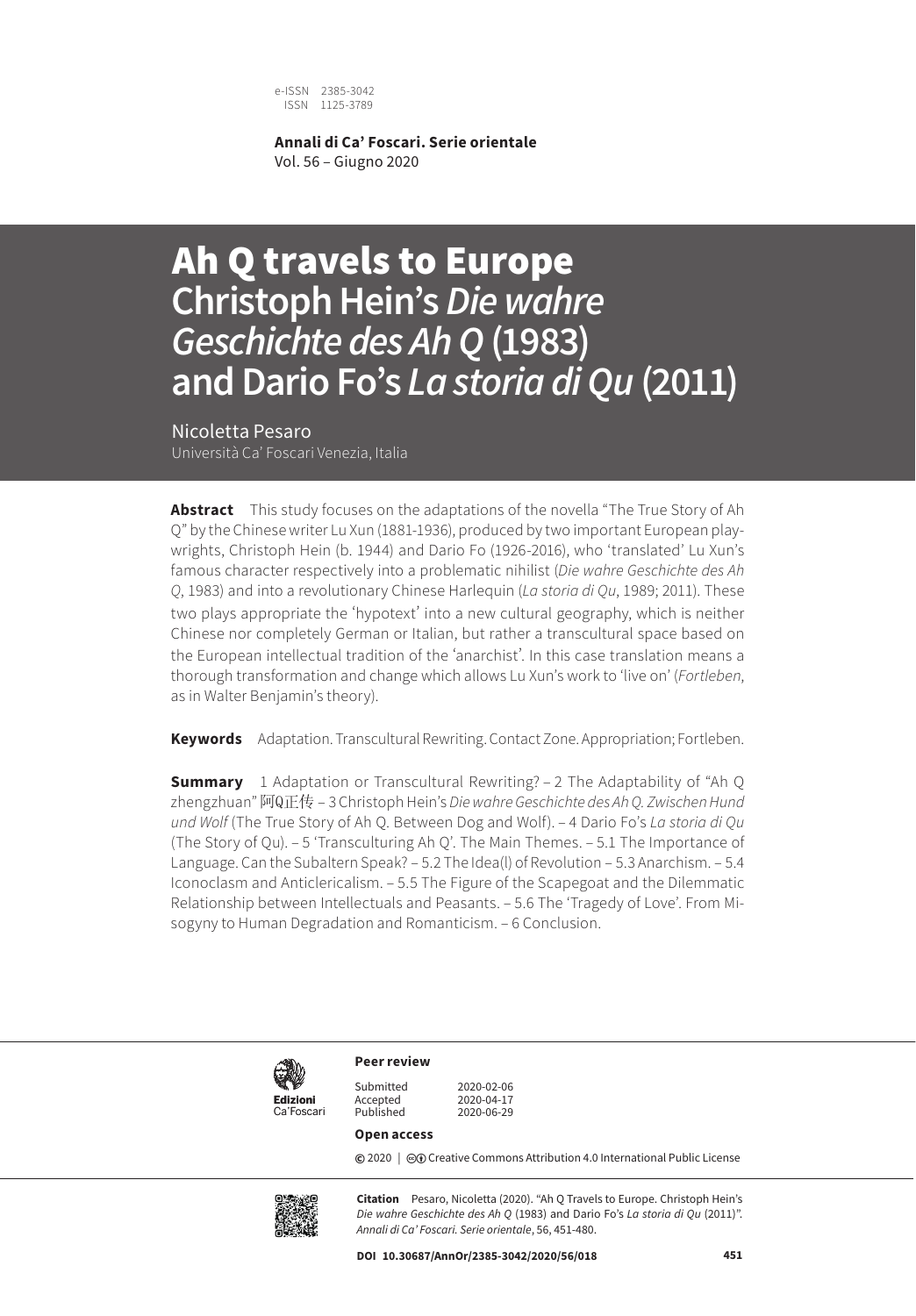e-ISSN 2385-3042
ISSN 1125-3789

**Annali di Ca' Foscari. Serie orientale**
Vol. 56 – Giugno 2020

# Ah Q travels to Europe
## Christoph Hein's *Die wahre Geschichte des Ah Q* (1983) and Dario Fo's *La storia di Qu* (2011)

Nicoletta Pesaro
Università Ca' Foscari Venezia, Italia

**Abstract** This study focuses on the adaptations of the novella "The True Story of Ah Q" by the Chinese writer Lu Xun (1881-1936), produced by two important European playwrights, Christoph Hein (b. 1944) and Dario Fo (1926-2016), who 'translated' Lu Xun's famous character respectively into a problematic nihilist (*Die wahre Geschichte des Ah Q*, 1983) and into a revolutionary Chinese Harlequin (*La storia di Qu*, 1989; 2011). These two plays appropriate the 'hypotext' into a new cultural geography, which is neither Chinese nor completely German or Italian, but rather a transcultural space based on the European intellectual tradition of the 'anarchist'. In this case translation means a thorough transformation and change which allows Lu Xun's work to 'live on' (*Fortleben*, as in Walter Benjamin's theory).

**Keywords** Adaptation. Transcultural Rewriting. Contact Zone. Appropriation; Fortleben.

**Summary** 1 Adaptation or Transcultural Rewriting? – 2 The Adaptability of "Ah Q zhengzhuan" 阿Q正传 – 3 Christoph Hein's *Die wahre Geschichte des Ah Q. Zwischen Hund und Wolf* (The True Story of Ah Q. Between Dog and Wolf). – 4 Dario Fo's *La storia di Qu* (The Story of Qu). – 5 'Transculturing Ah Q'. The Main Themes. – 5.1 The Importance of Language. Can the Subaltern Speak? – 5.2 The Idea(l) of Revolution – 5.3 Anarchism. – 5.4 Iconoclasm and Anticlericalism. – 5.5 The Figure of the Scapegoat and the Dilemmatic Relationship between Intellectuals and Peasants. – 5.6 The 'Tragedy of Love'. From Misogyny to Human Degradation and Romanticism. – 6 Conclusion.

Edizioni Ca'Foscari

**Peer review**

Submitted 2020-02-06
Accepted 2020-04-17
Published 2020-06-29

**Open access**

© 2020 | Creative Commons Attribution 4.0 International Public License

**Citation** Pesaro, Nicoletta (2020). "Ah Q Travels to Europe. Christoph Hein's *Die wahre Geschichte des Ah Q* (1983) and Dario Fo's *La storia di Qu* (2011)". *Annali di Ca' Foscari. Serie orientale*, 56, 451-480.

**DOI 10.30687/AnnOr/2385-3042/2020/56/018**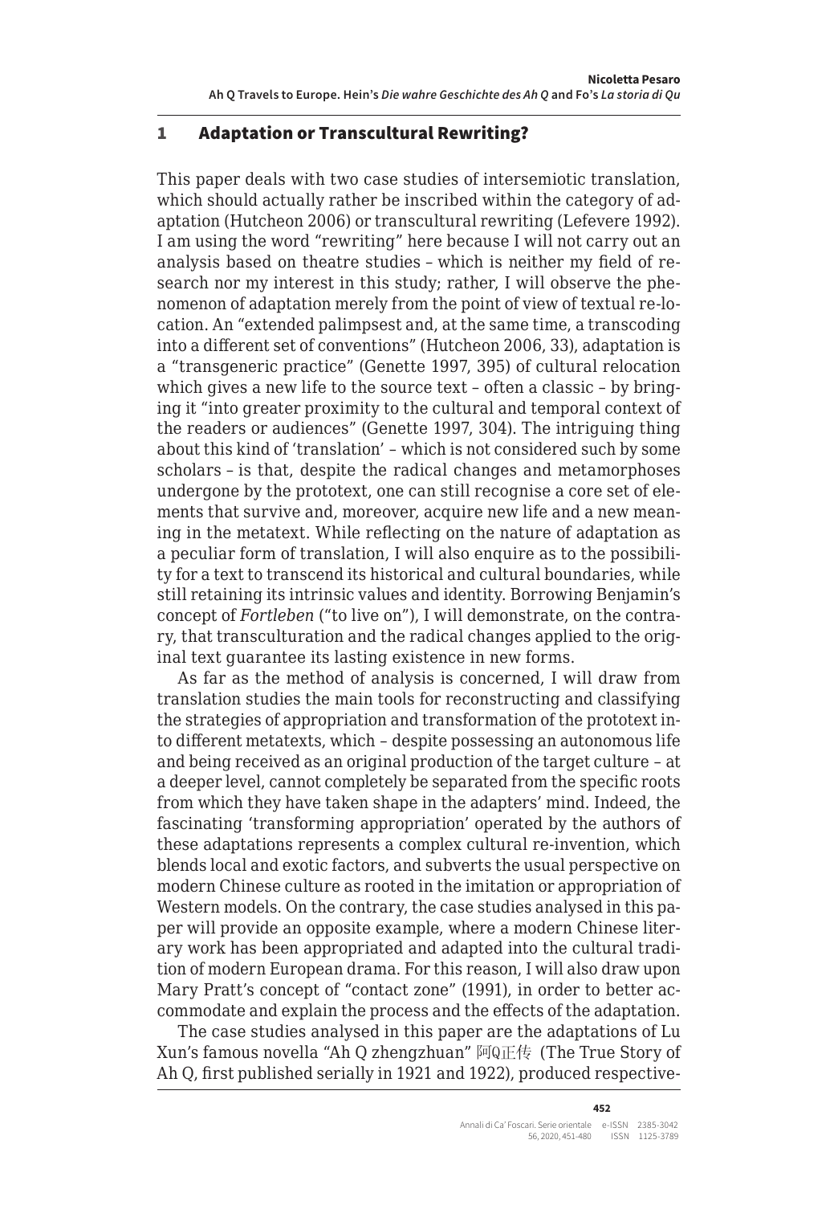## 1 Adaptation or Transcultural Rewriting?

This paper deals with two case studies of intersemiotic translation, which should actually rather be inscribed within the category of adaptation (Hutcheon 2006) or transcultural rewriting (Lefevere 1992). I am using the word "rewriting" here because I will not carry out an analysis based on theatre studies – which is neither my field of research nor my interest in this study; rather, I will observe the phenomenon of adaptation merely from the point of view of textual re-location. An "extended palimpsest and, at the same time, a transcoding into a different set of conventions" (Hutcheon 2006, 33), adaptation is a "transgeneric practice" (Genette 1997, 395) of cultural relocation which gives a new life to the source text – often a classic – by bringing it "into greater proximity to the cultural and temporal context of the readers or audiences" (Genette 1997, 304). The intriguing thing about this kind of 'translation' – which is not considered such by some scholars – is that, despite the radical changes and metamorphoses undergone by the prototext, one can still recognise a core set of elements that survive and, moreover, acquire new life and a new meaning in the metatext. While reflecting on the nature of adaptation as a peculiar form of translation, I will also enquire as to the possibility for a text to transcend its historical and cultural boundaries, while still retaining its intrinsic values and identity. Borrowing Benjamin's concept of *Fortleben* ("to live on"), I will demonstrate, on the contrary, that transculturation and the radical changes applied to the original text guarantee its lasting existence in new forms.

As far as the method of analysis is concerned, I will draw from translation studies the main tools for reconstructing and classifying the strategies of appropriation and transformation of the prototext into different metatexts, which – despite possessing an autonomous life and being received as an original production of the target culture – at a deeper level, cannot completely be separated from the specific roots from which they have taken shape in the adapters' mind. Indeed, the fascinating 'transforming appropriation' operated by the authors of these adaptations represents a complex cultural re-invention, which blends local and exotic factors, and subverts the usual perspective on modern Chinese culture as rooted in the imitation or appropriation of Western models. On the contrary, the case studies analysed in this paper will provide an opposite example, where a modern Chinese literary work has been appropriated and adapted into the cultural tradition of modern European drama. For this reason, I will also draw upon Mary Pratt's concept of "contact zone" (1991), in order to better accommodate and explain the process and the effects of the adaptation.

The case studies analysed in this paper are the adaptations of Lu Xun's famous novella "Ah Q zhengzhuan" 阿Q正传 (The True Story of Ah Q, first published serially in 1921 and 1922), produced respective-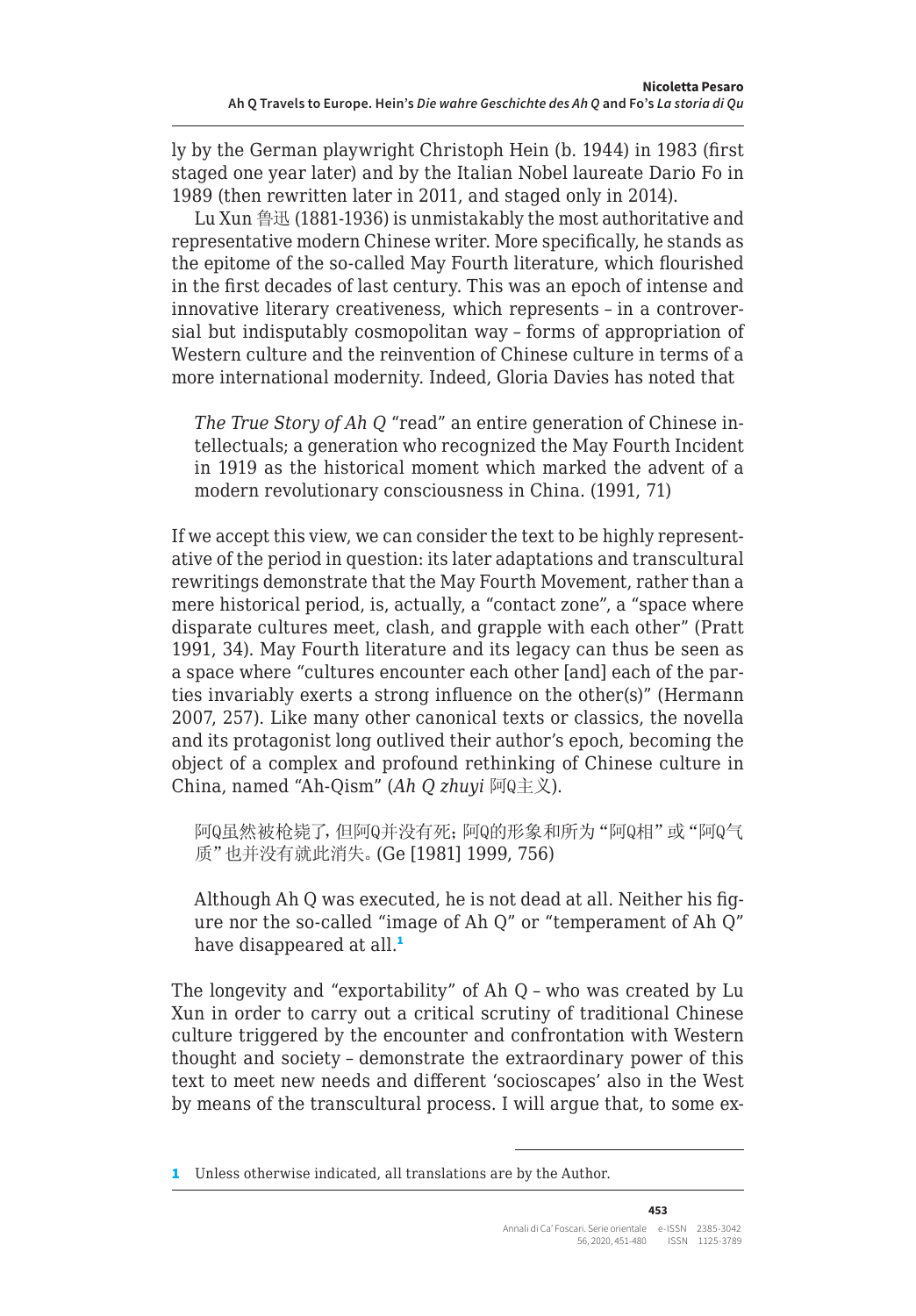ly by the German playwright Christoph Hein (b. 1944) in 1983 (first staged one year later) and by the Italian Nobel laureate Dario Fo in 1989 (then rewritten later in 2011, and staged only in 2014).

Lu Xun 鲁迅 (1881-1936) is unmistakably the most authoritative and representative modern Chinese writer. More specifically, he stands as the epitome of the so-called May Fourth literature, which flourished in the first decades of last century. This was an epoch of intense and innovative literary creativeness, which represents – in a controversial but indisputably cosmopolitan way – forms of appropriation of Western culture and the reinvention of Chinese culture in terms of a more international modernity. Indeed, Gloria Davies has noted that

> *The True Story of Ah Q* "read" an entire generation of Chinese intellectuals; a generation who recognized the May Fourth Incident in 1919 as the historical moment which marked the advent of a modern revolutionary consciousness in China. (1991, 71)

If we accept this view, we can consider the text to be highly representative of the period in question: its later adaptations and transcultural rewritings demonstrate that the May Fourth Movement, rather than a mere historical period, is, actually, a "contact zone", a "space where disparate cultures meet, clash, and grapple with each other" (Pratt 1991, 34). May Fourth literature and its legacy can thus be seen as a space where "cultures encounter each other [and] each of the parties invariably exerts a strong influence on the other(s)" (Hermann 2007, 257). Like many other canonical texts or classics, the novella and its protagonist long outlived their author's epoch, becoming the object of a complex and profound rethinking of Chinese culture in China, named "Ah-Qism" (*Ah Q zhuyi* 阿Q主义).

> 阿Q虽然被枪毙了，但阿Q并没有死；阿Q的形象和所为"阿Q相"或"阿Q气质"也并没有就此消失。(Ge [1981] 1999, 756)
>
> Although Ah Q was executed, he is not dead at all. Neither his figure nor the so-called "image of Ah Q" or "temperament of Ah Q" have disappeared at all.[1]

The longevity and "exportability" of Ah Q – who was created by Lu Xun in order to carry out a critical scrutiny of traditional Chinese culture triggered by the encounter and confrontation with Western thought and society – demonstrate the extraordinary power of this text to meet new needs and different 'socioscapes' also in the West by means of the transcultural process. I will argue that, to some ex-

---

1 Unless otherwise indicated, all translations are by the Author.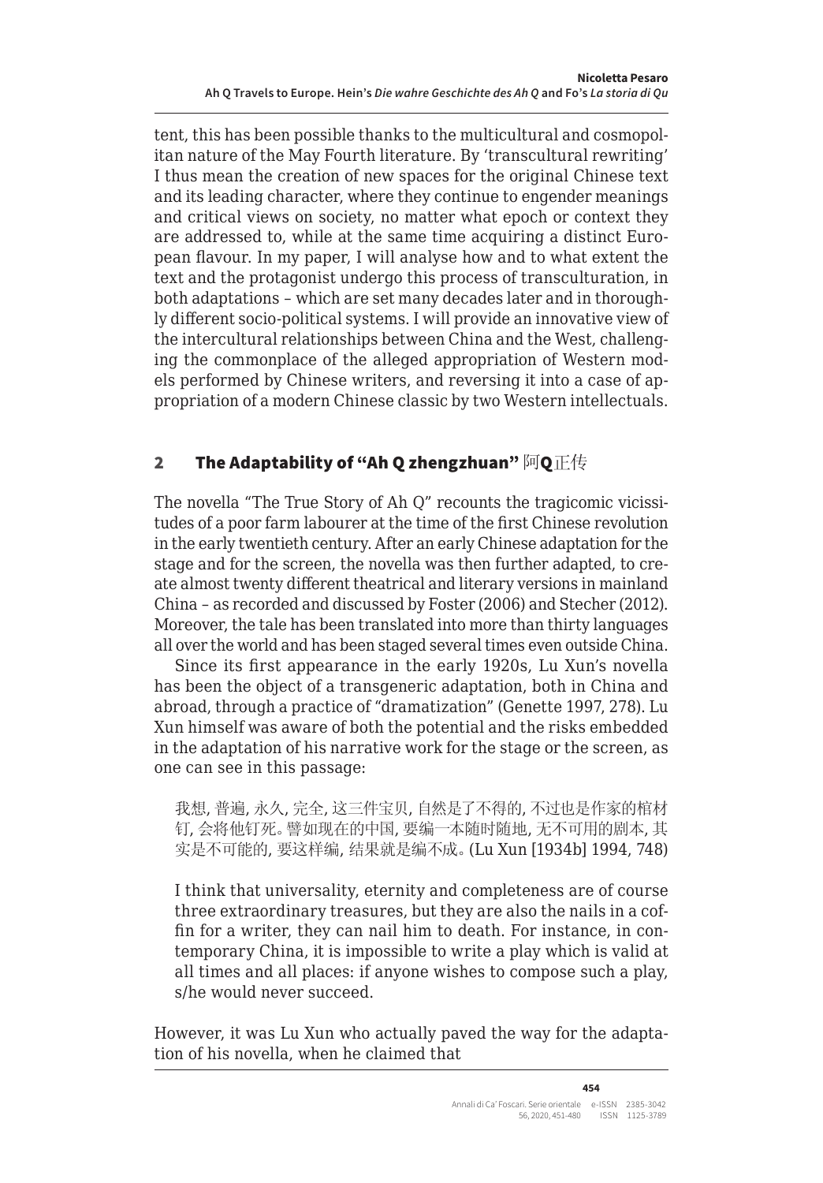tent, this has been possible thanks to the multicultural and cosmopolitan nature of the May Fourth literature. By 'transcultural rewriting' I thus mean the creation of new spaces for the original Chinese text and its leading character, where they continue to engender meanings and critical views on society, no matter what epoch or context they are addressed to, while at the same time acquiring a distinct European flavour. In my paper, I will analyse how and to what extent the text and the protagonist undergo this process of transculturation, in both adaptations – which are set many decades later and in thoroughly different socio-political systems. I will provide an innovative view of the intercultural relationships between China and the West, challenging the commonplace of the alleged appropriation of Western models performed by Chinese writers, and reversing it into a case of appropriation of a modern Chinese classic by two Western intellectuals.

## 2 The Adaptability of "Ah Q zhengzhuan" 阿Q正传

The novella "The True Story of Ah Q" recounts the tragicomic vicissitudes of a poor farm labourer at the time of the first Chinese revolution in the early twentieth century. After an early Chinese adaptation for the stage and for the screen, the novella was then further adapted, to create almost twenty different theatrical and literary versions in mainland China – as recorded and discussed by Foster (2006) and Stecher (2012). Moreover, the tale has been translated into more than thirty languages all over the world and has been staged several times even outside China.

Since its first appearance in the early 1920s, Lu Xun's novella has been the object of a transgeneric adaptation, both in China and abroad, through a practice of "dramatization" (Genette 1997, 278). Lu Xun himself was aware of both the potential and the risks embedded in the adaptation of his narrative work for the stage or the screen, as one can see in this passage:

> 我想, 普遍, 永久, 完全, 这三件宝贝, 自然是了不得的, 不过也是作家的棺材钉, 会将他钉死。譬如现在的中国, 要编一本随时随地, 无不可用的剧本, 其实是不可能的, 要这样编, 结果就是编不成。(Lu Xun [1934b] 1994, 748)
>
> I think that universality, eternity and completeness are of course three extraordinary treasures, but they are also the nails in a coffin for a writer, they can nail him to death. For instance, in contemporary China, it is impossible to write a play which is valid at all times and all places: if anyone wishes to compose such a play, s/he would never succeed.

However, it was Lu Xun who actually paved the way for the adaptation of his novella, when he claimed that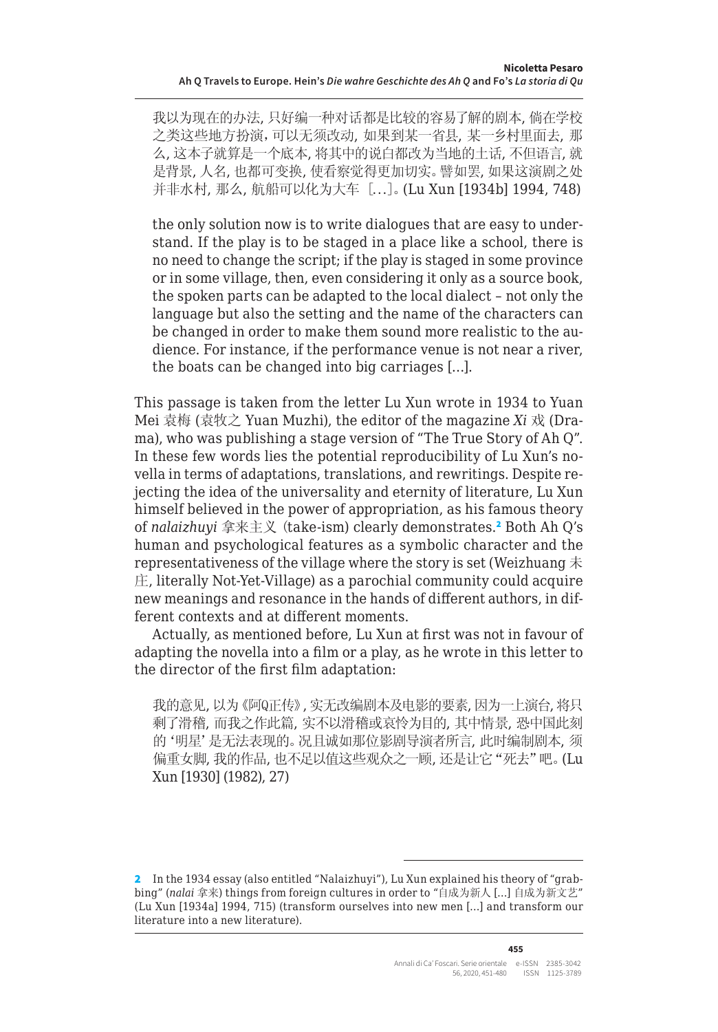> 我以为现在的办法, 只好编一种对话都是比较的容易了解的剧本, 倘在学校之类这些地方扮演，可以无须改动, 如果到某一省县, 某一乡村里面去, 那么, 这本子就算是一个底本, 将其中的说白都改为当地的土话, 不但语言, 就是背景, 人名, 也都可变换, 使看察觉得更加切实。譬如罢, 如果这演剧之处并非水村, 那么, 航船可以化为大车［…］。(Lu Xun [1934b] 1994, 748)
>
> the only solution now is to write dialogues that are easy to understand. If the play is to be staged in a place like a school, there is no need to change the script; if the play is staged in some province or in some village, then, even considering it only as a source book, the spoken parts can be adapted to the local dialect – not only the language but also the setting and the name of the characters can be changed in order to make them sound more realistic to the audience. For instance, if the performance venue is not near a river, the boats can be changed into big carriages […].

This passage is taken from the letter Lu Xun wrote in 1934 to Yuan Mei 袁梅 (袁牧之 Yuan Muzhi), the editor of the magazine *Xi* 戏 (Drama), who was publishing a stage version of "The True Story of Ah Q". In these few words lies the potential reproducibility of Lu Xun's novella in terms of adaptations, translations, and rewritings. Despite rejecting the idea of the universality and eternity of literature, Lu Xun himself believed in the power of appropriation, as his famous theory of *nalaizhuyi* 拿来主义 (take-ism) clearly demonstrates.[2] Both Ah Q's human and psychological features as a symbolic character and the representativeness of the village where the story is set (Weizhuang 未庄, literally Not-Yet-Village) as a parochial community could acquire new meanings and resonance in the hands of different authors, in different contexts and at different moments.

Actually, as mentioned before, Lu Xun at first was not in favour of adapting the novella into a film or a play, as he wrote in this letter to the director of the first film adaptation:

> 我的意见, 以为《阿Q正传》, 实无改编剧本及电影的要素, 因为一上演台, 将只剩了滑稽, 而我之作此篇, 实不以滑稽或哀怜为目的, 其中情景, 恐中国此刻的 '明星' 是无法表现的。况且诚如那位影剧导演者所言, 此时编制剧本, 须偏重女脚, 我的作品, 也不足以值这些观众之一顾, 还是让它 "死去" 吧。(Lu Xun [1930] (1982), 27)

[2] In the 1934 essay (also entitled "Nalaizhuyi"), Lu Xun explained his theory of "grabbing" (*nalai* 拿来) things from foreign cultures in order to "自成为新人 […] 自成为新文艺" (Lu Xun [1934a] 1994, 715) (transform ourselves into new men […] and transform our literature into a new literature).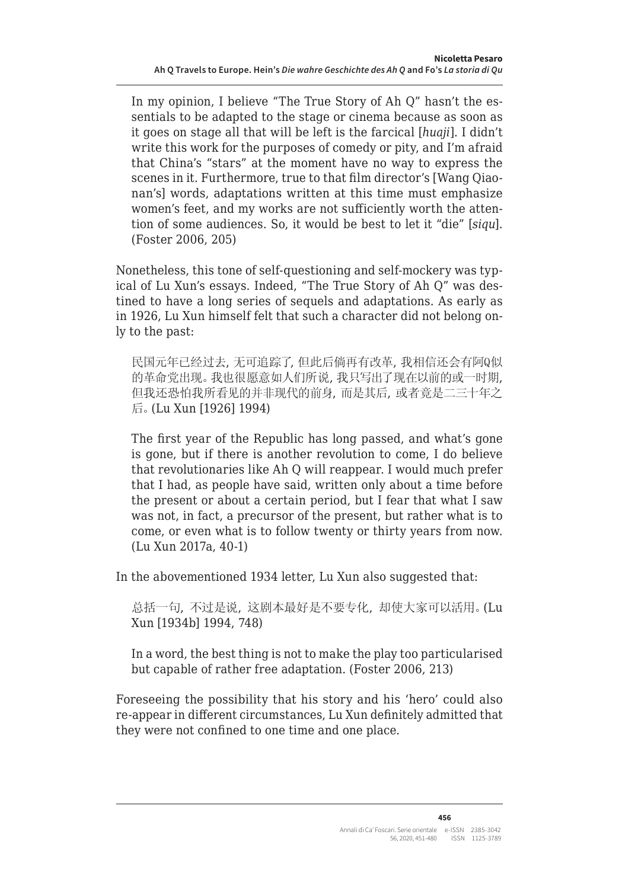> In my opinion, I believe "The True Story of Ah Q" hasn't the essentials to be adapted to the stage or cinema because as soon as it goes on stage all that will be left is the farcical [*huaji*]. I didn't write this work for the purposes of comedy or pity, and I'm afraid that China's "stars" at the moment have no way to express the scenes in it. Furthermore, true to that film director's [Wang Qiaonan's] words, adaptations written at this time must emphasize women's feet, and my works are not sufficiently worth the attention of some audiences. So, it would be best to let it "die" [*siqu*]. (Foster 2006, 205)

Nonetheless, this tone of self-questioning and self-mockery was typical of Lu Xun's essays. Indeed, "The True Story of Ah Q" was destined to have a long series of sequels and adaptations. As early as in 1926, Lu Xun himself felt that such a character did not belong only to the past:

> 民国元年已经过去, 无可追踪了, 但此后倘再有改革, 我相信还会有阿Q似的革命党出现。我也很愿意如人们所说, 我只写出了现在以前的或一时期, 但我还恐怕我所看见的并非现代的前身, 而是其后, 或者竟是二三十年之后。(Lu Xun [1926] 1994)

> The first year of the Republic has long passed, and what's gone is gone, but if there is another revolution to come, I do believe that revolutionaries like Ah Q will reappear. I would much prefer that I had, as people have said, written only about a time before the present or about a certain period, but I fear that what I saw was not, in fact, a precursor of the present, but rather what is to come, or even what is to follow twenty or thirty years from now. (Lu Xun 2017a, 40-1)

In the abovementioned 1934 letter, Lu Xun also suggested that:

> 总括一句，不过是说，这剧本最好是不要专化，却使大家可以活用。(Lu Xun [1934b] 1994, 748)

> In a word, the best thing is not to make the play too particularised but capable of rather free adaptation. (Foster 2006, 213)

Foreseeing the possibility that his story and his 'hero' could also re-appear in different circumstances, Lu Xun definitely admitted that they were not confined to one time and one place.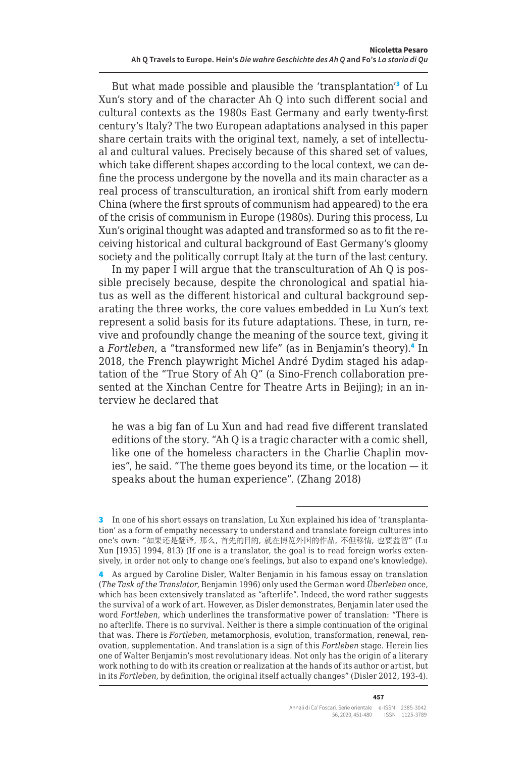But what made possible and plausible the 'transplantation'[3] of Lu Xun's story and of the character Ah Q into such different social and cultural contexts as the 1980s East Germany and early twenty-first century's Italy? The two European adaptations analysed in this paper share certain traits with the original text, namely, a set of intellectual and cultural values. Precisely because of this shared set of values, which take different shapes according to the local context, we can define the process undergone by the novella and its main character as a real process of transculturation, an ironical shift from early modern China (where the first sprouts of communism had appeared) to the era of the crisis of communism in Europe (1980s). During this process, Lu Xun's original thought was adapted and transformed so as to fit the receiving historical and cultural background of East Germany's gloomy society and the politically corrupt Italy at the turn of the last century.

In my paper I will argue that the transculturation of Ah Q is possible precisely because, despite the chronological and spatial hiatus as well as the different historical and cultural background separating the three works, the core values embedded in Lu Xun's text represent a solid basis for its future adaptations. These, in turn, revive and profoundly change the meaning of the source text, giving it a *Fortleben*, a "transformed new life" (as in Benjamin's theory).[4] In 2018, the French playwright Michel André Dydim staged his adaptation of the "True Story of Ah Q" (a Sino-French collaboration presented at the Xinchan Centre for Theatre Arts in Beijing); in an interview he declared that

> he was a big fan of Lu Xun and had read five different translated editions of the story. "Ah Q is a tragic character with a comic shell, like one of the homeless characters in the Charlie Chaplin movies", he said. "The theme goes beyond its time, or the location — it speaks about the human experience". (Zhang 2018)

---

[3] In one of his short essays on translation, Lu Xun explained his idea of 'transplantation' as a form of empathy necessary to understand and translate foreign cultures into one's own: "如果还是翻译，那么，首先的目的，就在博览外国的作品，不但移情，也要益智" (Lu Xun [1935] 1994, 813) (If one is a translator, the goal is to read foreign works extensively, in order not only to change one's feelings, but also to expand one's knowledge).

[4] As argued by Caroline Disler, Walter Benjamin in his famous essay on translation (*The Task of the Translator*, Benjamin 1996) only used the German word *Überleben* once, which has been extensively translated as "afterlife". Indeed, the word rather suggests the survival of a work of art. However, as Disler demonstrates, Benjamin later used the word *Fortleben*, which underlines the transformative power of translation: "There is no afterlife. There is no survival. Neither is there a simple continuation of the original that was. There is *Fortleben*, metamorphosis, evolution, transformation, renewal, renovation, supplementation. And translation is a sign of this *Fortleben* stage. Herein lies one of Walter Benjamin's most revolutionary ideas. Not only has the origin of a literary work nothing to do with its creation or realization at the hands of its author or artist, but in its *Fortleben*, by definition, the original itself actually changes" (Disler 2012, 193-4).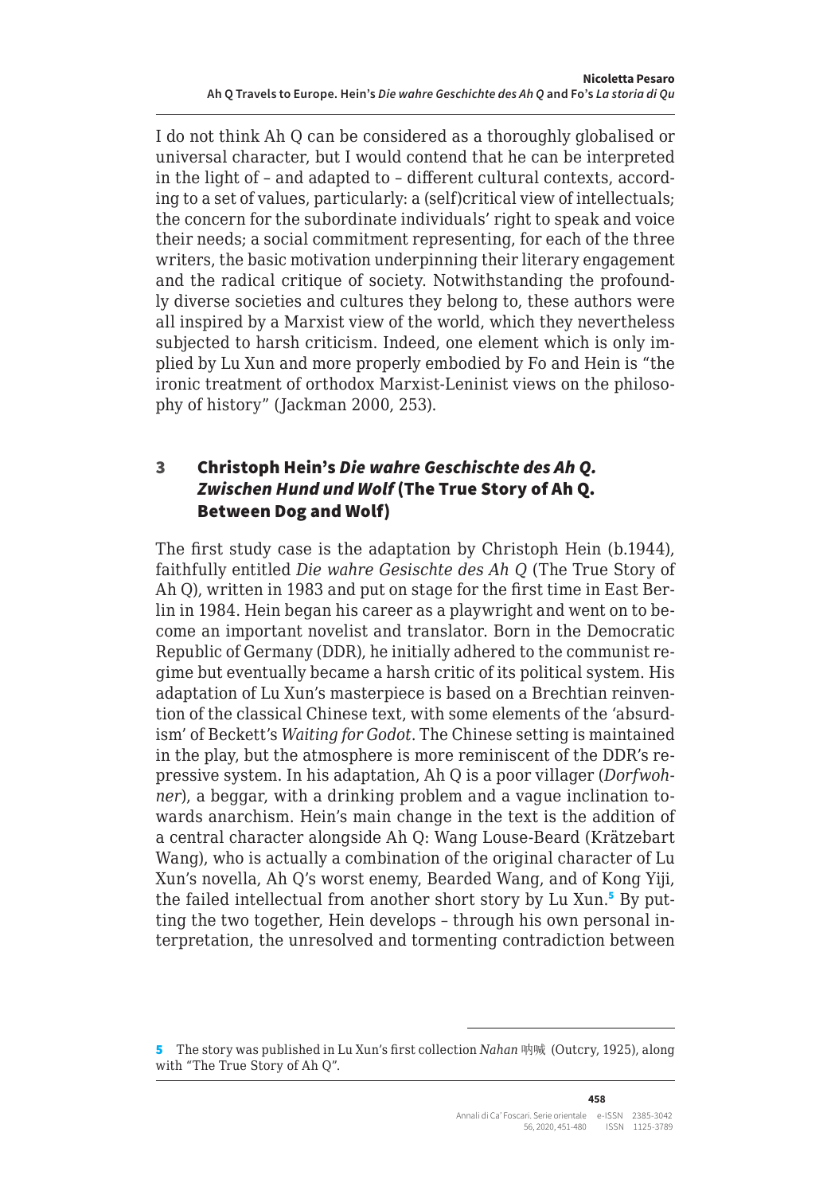I do not think Ah Q can be considered as a thoroughly globalised or universal character, but I would contend that he can be interpreted in the light of – and adapted to – different cultural contexts, according to a set of values, particularly: a (self)critical view of intellectuals; the concern for the subordinate individuals' right to speak and voice their needs; a social commitment representing, for each of the three writers, the basic motivation underpinning their literary engagement and the radical critique of society. Notwithstanding the profoundly diverse societies and cultures they belong to, these authors were all inspired by a Marxist view of the world, which they nevertheless subjected to harsh criticism. Indeed, one element which is only implied by Lu Xun and more properly embodied by Fo and Hein is "the ironic treatment of orthodox Marxist-Leninist views on the philosophy of history" (Jackman 2000, 253).

## 3 Christoph Hein's *Die wahre Geschischte des Ah Q. Zwischen Hund und Wolf* (The True Story of Ah Q. Between Dog and Wolf)

The first study case is the adaptation by Christoph Hein (b.1944), faithfully entitled *Die wahre Gesischte des Ah Q* (The True Story of Ah Q), written in 1983 and put on stage for the first time in East Berlin in 1984. Hein began his career as a playwright and went on to become an important novelist and translator. Born in the Democratic Republic of Germany (DDR), he initially adhered to the communist regime but eventually became a harsh critic of its political system. His adaptation of Lu Xun's masterpiece is based on a Brechtian reinvention of the classical Chinese text, with some elements of the 'absurdism' of Beckett's *Waiting for Godot*. The Chinese setting is maintained in the play, but the atmosphere is more reminiscent of the DDR's repressive system. In his adaptation, Ah Q is a poor villager (*Dorfwohner*), a beggar, with a drinking problem and a vague inclination towards anarchism. Hein's main change in the text is the addition of a central character alongside Ah Q: Wang Louse-Beard (Krätzebart Wang), who is actually a combination of the original character of Lu Xun's novella, Ah Q's worst enemy, Bearded Wang, and of Kong Yiji, the failed intellectual from another short story by Lu Xun.[5] By putting the two together, Hein develops – through his own personal interpretation, the unresolved and tormenting contradiction between

[5] The story was published in Lu Xun's first collection *Nahan* 呐喊 (Outcry, 1925), along with "The True Story of Ah Q".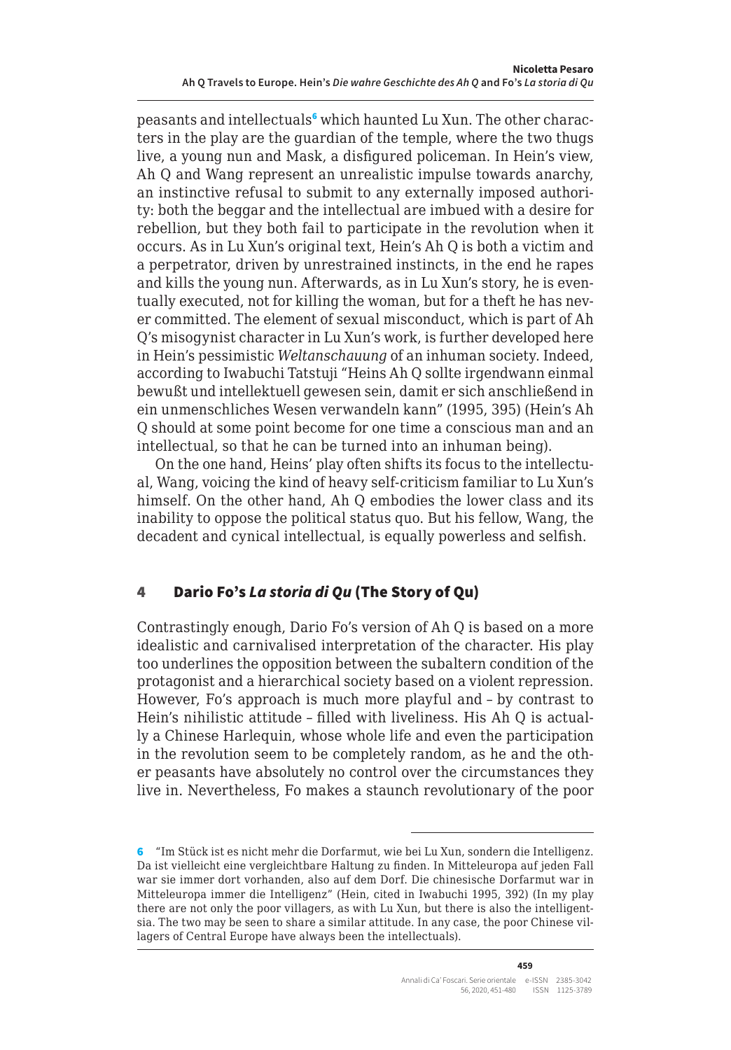peasants and intellectuals[6] which haunted Lu Xun. The other characters in the play are the guardian of the temple, where the two thugs live, a young nun and Mask, a disfigured policeman. In Hein's view, Ah Q and Wang represent an unrealistic impulse towards anarchy, an instinctive refusal to submit to any externally imposed authority: both the beggar and the intellectual are imbued with a desire for rebellion, but they both fail to participate in the revolution when it occurs. As in Lu Xun's original text, Hein's Ah Q is both a victim and a perpetrator, driven by unrestrained instincts, in the end he rapes and kills the young nun. Afterwards, as in Lu Xun's story, he is eventually executed, not for killing the woman, but for a theft he has never committed. The element of sexual misconduct, which is part of Ah Q's misogynist character in Lu Xun's work, is further developed here in Hein's pessimistic *Weltanschauung* of an inhuman society. Indeed, according to Iwabuchi Tatstuji "Heins Ah Q sollte irgendwann einmal bewußt und intellektuell gewesen sein, damit er sich anschließend in ein unmenschliches Wesen verwandeln kann" (1995, 395) (Hein's Ah Q should at some point become for one time a conscious man and an intellectual, so that he can be turned into an inhuman being).

On the one hand, Heins' play often shifts its focus to the intellectual, Wang, voicing the kind of heavy self-criticism familiar to Lu Xun's himself. On the other hand, Ah Q embodies the lower class and its inability to oppose the political status quo. But his fellow, Wang, the decadent and cynical intellectual, is equally powerless and selfish.

## 4 Dario Fo's *La storia di Qu* (The Story of Qu)

Contrastingly enough, Dario Fo's version of Ah Q is based on a more idealistic and carnivalised interpretation of the character. His play too underlines the opposition between the subaltern condition of the protagonist and a hierarchical society based on a violent repression. However, Fo's approach is much more playful and – by contrast to Hein's nihilistic attitude – filled with liveliness. His Ah Q is actually a Chinese Harlequin, whose whole life and even the participation in the revolution seem to be completely random, as he and the other peasants have absolutely no control over the circumstances they live in. Nevertheless, Fo makes a staunch revolutionary of the poor

---

[6] "Im Stück ist es nicht mehr die Dorfarmut, wie bei Lu Xun, sondern die Intelligenz. Da ist vielleicht eine vergleichbare Haltung zu finden. In Mitteleuropa auf jeden Fall war sie immer dort vorhanden, also auf dem Dorf. Die chinesische Dorfarmut war in Mitteleuropa immer die Intelligenz" (Hein, cited in Iwabuchi 1995, 392) (In my play there are not only the poor villagers, as with Lu Xun, but there is also the intelligentsia. The two may be seen to share a similar attitude. In any case, the poor Chinese villagers of Central Europe have always been the intellectuals).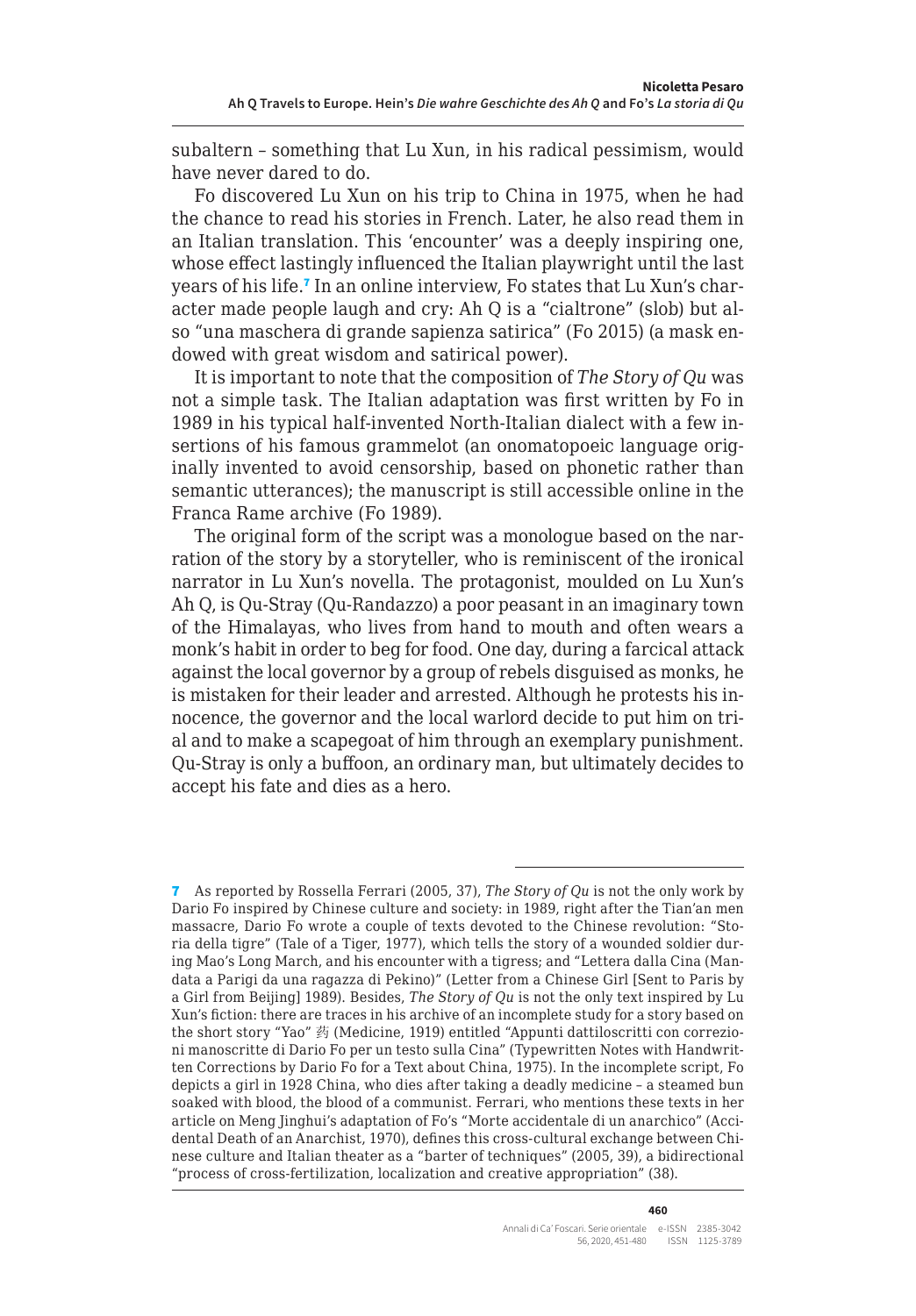subaltern – something that Lu Xun, in his radical pessimism, would have never dared to do.

Fo discovered Lu Xun on his trip to China in 1975, when he had the chance to read his stories in French. Later, he also read them in an Italian translation. This 'encounter' was a deeply inspiring one, whose effect lastingly influenced the Italian playwright until the last years of his life.[7] In an online interview, Fo states that Lu Xun's character made people laugh and cry: Ah Q is a "cialtrone" (slob) but also "una maschera di grande sapienza satirica" (Fo 2015) (a mask endowed with great wisdom and satirical power).

It is important to note that the composition of *The Story of Qu* was not a simple task. The Italian adaptation was first written by Fo in 1989 in his typical half-invented North-Italian dialect with a few insertions of his famous grammelot (an onomatopoeic language originally invented to avoid censorship, based on phonetic rather than semantic utterances); the manuscript is still accessible online in the Franca Rame archive (Fo 1989).

The original form of the script was a monologue based on the narration of the story by a storyteller, who is reminiscent of the ironical narrator in Lu Xun's novella. The protagonist, moulded on Lu Xun's Ah Q, is Qu-Stray (Qu-Randazzo) a poor peasant in an imaginary town of the Himalayas, who lives from hand to mouth and often wears a monk's habit in order to beg for food. One day, during a farcical attack against the local governor by a group of rebels disguised as monks, he is mistaken for their leader and arrested. Although he protests his innocence, the governor and the local warlord decide to put him on trial and to make a scapegoat of him through an exemplary punishment. Qu-Stray is only a buffoon, an ordinary man, but ultimately decides to accept his fate and dies as a hero.

---

[7] As reported by Rossella Ferrari (2005, 37), *The Story of Qu* is not the only work by Dario Fo inspired by Chinese culture and society: in 1989, right after the Tian'an men massacre, Dario Fo wrote a couple of texts devoted to the Chinese revolution: "Storia della tigre" (Tale of a Tiger, 1977), which tells the story of a wounded soldier during Mao's Long March, and his encounter with a tigress; and "Lettera dalla Cina (Mandata a Parigi da una ragazza di Pekino)" (Letter from a Chinese Girl [Sent to Paris by a Girl from Beijing] 1989). Besides, *The Story of Qu* is not the only text inspired by Lu Xun's fiction: there are traces in his archive of an incomplete study for a story based on the short story "Yao" 药 (Medicine, 1919) entitled "Appunti dattiloscritti con correzioni manoscritte di Dario Fo per un testo sulla Cina" (Typewritten Notes with Handwritten Corrections by Dario Fo for a Text about China, 1975). In the incomplete script, Fo depicts a girl in 1928 China, who dies after taking a deadly medicine – a steamed bun soaked with blood, the blood of a communist. Ferrari, who mentions these texts in her article on Meng Jinghui's adaptation of Fo's "Morte accidentale di un anarchico" (Accidental Death of an Anarchist, 1970), defines this cross-cultural exchange between Chinese culture and Italian theater as a "barter of techniques" (2005, 39), a bidirectional "process of cross-fertilization, localization and creative appropriation" (38).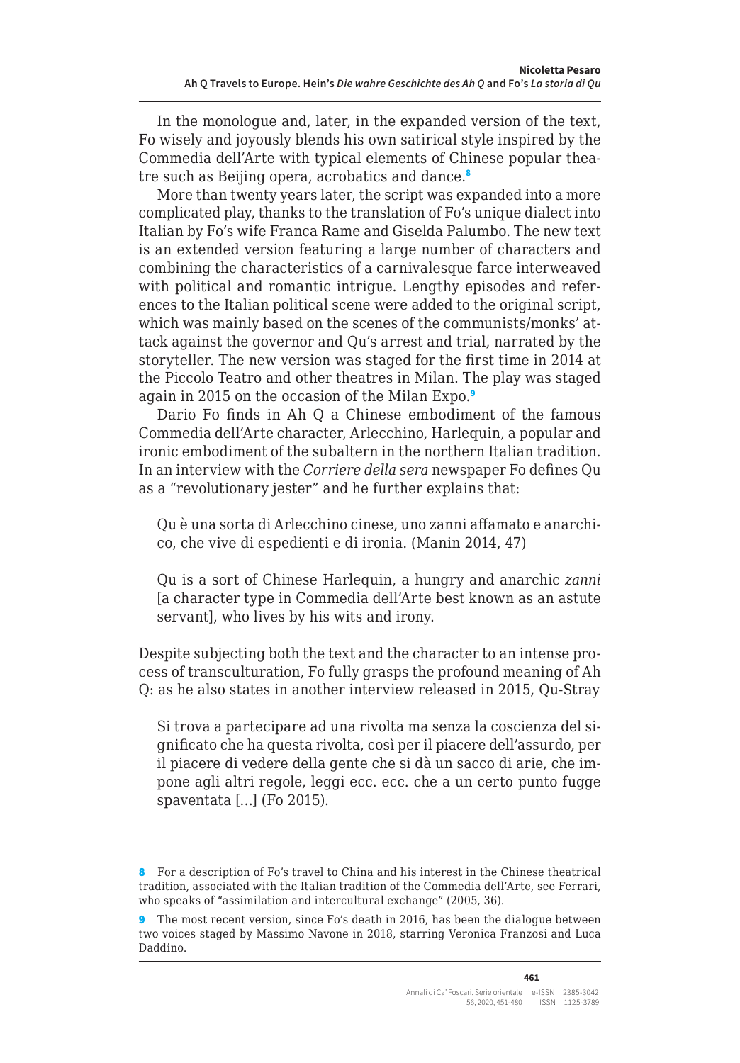In the monologue and, later, in the expanded version of the text, Fo wisely and joyously blends his own satirical style inspired by the Commedia dell'Arte with typical elements of Chinese popular theatre such as Beijing opera, acrobatics and dance.[8]

More than twenty years later, the script was expanded into a more complicated play, thanks to the translation of Fo's unique dialect into Italian by Fo's wife Franca Rame and Giselda Palumbo. The new text is an extended version featuring a large number of characters and combining the characteristics of a carnivalesque farce interweaved with political and romantic intrigue. Lengthy episodes and references to the Italian political scene were added to the original script, which was mainly based on the scenes of the communists/monks' attack against the governor and Qu's arrest and trial, narrated by the storyteller. The new version was staged for the first time in 2014 at the Piccolo Teatro and other theatres in Milan. The play was staged again in 2015 on the occasion of the Milan Expo.[9]

Dario Fo finds in Ah Q a Chinese embodiment of the famous Commedia dell'Arte character, Arlecchino, Harlequin, a popular and ironic embodiment of the subaltern in the northern Italian tradition. In an interview with the *Corriere della sera* newspaper Fo defines Qu as a "revolutionary jester" and he further explains that:

> Qu è una sorta di Arlecchino cinese, uno zanni affamato e anarchico, che vive di espedienti e di ironia. (Manin 2014, 47)
>
> Qu is a sort of Chinese Harlequin, a hungry and anarchic *zanni* [a character type in Commedia dell'Arte best known as an astute servant], who lives by his wits and irony.

Despite subjecting both the text and the character to an intense process of transculturation, Fo fully grasps the profound meaning of Ah Q: as he also states in another interview released in 2015, Qu-Stray

> Si trova a partecipare ad una rivolta ma senza la coscienza del significato che ha questa rivolta, così per il piacere dell'assurdo, per il piacere di vedere della gente che si dà un sacco di arie, che impone agli altri regole, leggi ecc. ecc. che a un certo punto fugge spaventata […] (Fo 2015).

---

8 For a description of Fo's travel to China and his interest in the Chinese theatrical tradition, associated with the Italian tradition of the Commedia dell'Arte, see Ferrari, who speaks of "assimilation and intercultural exchange" (2005, 36).

9 The most recent version, since Fo's death in 2016, has been the dialogue between two voices staged by Massimo Navone in 2018, starring Veronica Franzosi and Luca Daddino.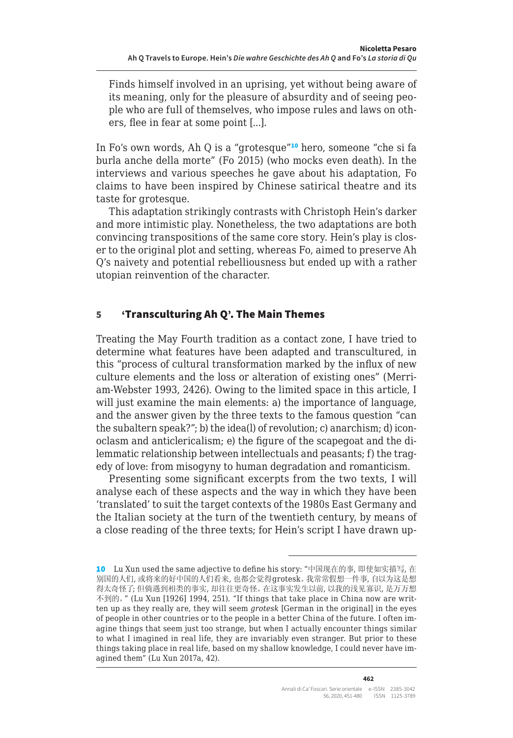Finds himself involved in an uprising, yet without being aware of its meaning, only for the pleasure of absurdity and of seeing people who are full of themselves, who impose rules and laws on others, flee in fear at some point [...].

In Fo's own words, Ah Q is a "grotesque"[10] hero, someone "che si fa burla anche della morte" (Fo 2015) (who mocks even death). In the interviews and various speeches he gave about his adaptation, Fo claims to have been inspired by Chinese satirical theatre and its taste for grotesque.

This adaptation strikingly contrasts with Christoph Hein's darker and more intimistic play. Nonetheless, the two adaptations are both convincing transpositions of the same core story. Hein's play is closer to the original plot and setting, whereas Fo, aimed to preserve Ah Q's naivety and potential rebelliousness but ended up with a rather utopian reinvention of the character.

## 5 'Transculturing Ah Q'. The Main Themes

Treating the May Fourth tradition as a contact zone, I have tried to determine what features have been adapted and transcultured, in this "process of cultural transformation marked by the influx of new culture elements and the loss or alteration of existing ones" (Merriam-Webster 1993, 2426). Owing to the limited space in this article, I will just examine the main elements: a) the importance of language, and the answer given by the three texts to the famous question "can the subaltern speak?"; b) the idea(l) of revolution; c) anarchism; d) iconoclasm and anticlericalism; e) the figure of the scapegoat and the dilemmatic relationship between intellectuals and peasants; f) the tragedy of love: from misogyny to human degradation and romanticism.

Presenting some significant excerpts from the two texts, I will analyse each of these aspects and the way in which they have been 'translated' to suit the target contexts of the 1980s East Germany and the Italian society at the turn of the twentieth century, by means of a close reading of the three texts; for Hein's script I have drawn up-

---

10 Lu Xun used the same adjective to define his story: "中国现在的事, 即使如实描写, 在别国的人们, 或将来的好中国的人们看来, 也都会觉得grotesk。我常常假想一件事, 自以为这是想得太奇怪了; 但倘遇到相类的事实, 却往往更奇怪。在这事实发生以前, 以我的浅见寡识, 是万万想不到的。" (Lu Xun [1926] 1994, 251). "If things that take place in China now are written up as they really are, they will seem *grotesk* [German in the original] in the eyes of people in other countries or to the people in a better China of the future. I often imagine things that seem just too strange, but when I actually encounter things similar to what I imagined in real life, they are invariably even stranger. But prior to these things taking place in real life, based on my shallow knowledge, I could never have imagined them" (Lu Xun 2017a, 42).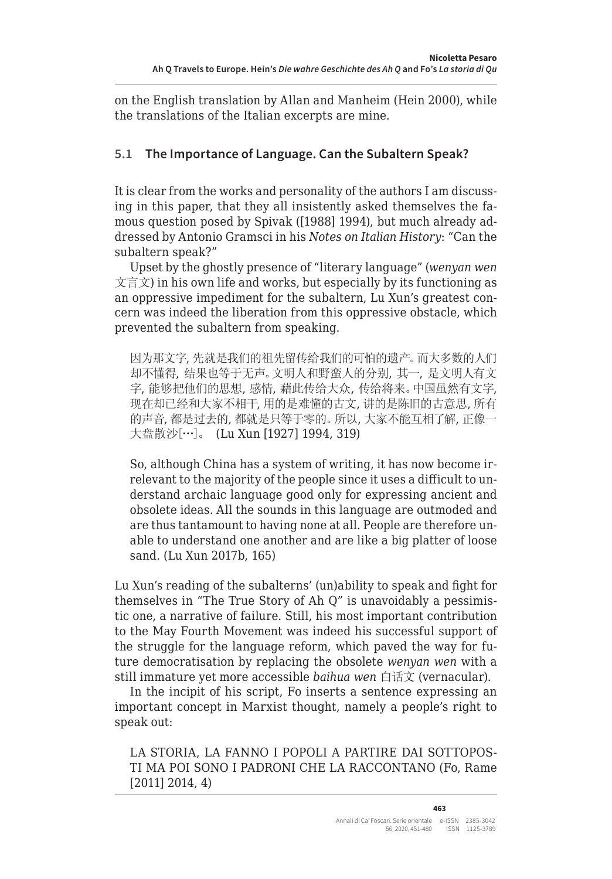on the English translation by Allan and Manheim (Hein 2000), while the translations of the Italian excerpts are mine.

## 5.1 The Importance of Language. Can the Subaltern Speak?

It is clear from the works and personality of the authors I am discussing in this paper, that they all insistently asked themselves the famous question posed by Spivak ([1988] 1994), but much already addressed by Antonio Gramsci in his *Notes on Italian History*: "Can the subaltern speak?"

Upset by the ghostly presence of "literary language" (*wenyan wen* 文言文) in his own life and works, but especially by its functioning as an oppressive impediment for the subaltern, Lu Xun's greatest concern was indeed the liberation from this oppressive obstacle, which prevented the subaltern from speaking.

> 因为那文字, 先就是我们的祖先留传给我们的可怕的遗产。而大多数的人们却不懂得, 结果也等于无声。文明人和野蛮人的分别, 其一, 是文明人有文字, 能够把他们的思想, 感情, 藉此传给大众, 传给将来。中国虽然有文字, 现在却已经和大家不相干, 用的是难懂的古文, 讲的是陈旧的古意思, 所有的声音, 都是过去的, 都就是只等于零的。所以, 大家不能互相了解, 正像一大盘散沙[…]。 (Lu Xun [1927] 1994, 319)

> So, although China has a system of writing, it has now become irrelevant to the majority of the people since it uses a difficult to understand archaic language good only for expressing ancient and obsolete ideas. All the sounds in this language are outmoded and are thus tantamount to having none at all. People are therefore unable to understand one another and are like a big platter of loose sand. (Lu Xun 2017b, 165)

Lu Xun's reading of the subalterns' (un)ability to speak and fight for themselves in "The True Story of Ah Q" is unavoidably a pessimistic one, a narrative of failure. Still, his most important contribution to the May Fourth Movement was indeed his successful support of the struggle for the language reform, which paved the way for future democratisation by replacing the obsolete *wenyan wen* with a still immature yet more accessible *baihua wen* 白话文 (vernacular).

In the incipit of his script, Fo inserts a sentence expressing an important concept in Marxist thought, namely a people's right to speak out:

> LA STORIA, LA FANNO I POPOLI A PARTIRE DAI SOTTOPOSTI MA POI SONO I PADRONI CHE LA RACCONTANO (Fo, Rame [2011] 2014, 4)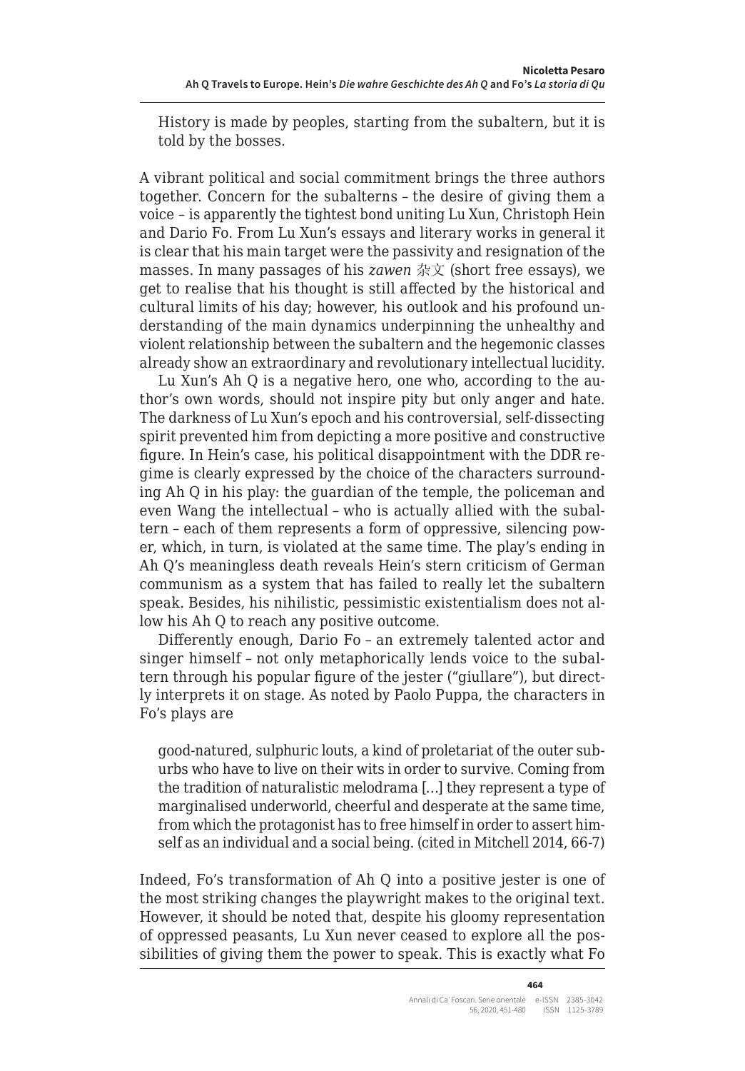> History is made by peoples, starting from the subaltern, but it is told by the bosses.

A vibrant political and social commitment brings the three authors together. Concern for the subalterns – the desire of giving them a voice – is apparently the tightest bond uniting Lu Xun, Christoph Hein and Dario Fo. From Lu Xun's essays and literary works in general it is clear that his main target were the passivity and resignation of the masses. In many passages of his *zawen* 杂文 (short free essays), we get to realise that his thought is still affected by the historical and cultural limits of his day; however, his outlook and his profound understanding of the main dynamics underpinning the unhealthy and violent relationship between the subaltern and the hegemonic classes already show an extraordinary and revolutionary intellectual lucidity.

Lu Xun's Ah Q is a negative hero, one who, according to the author's own words, should not inspire pity but only anger and hate. The darkness of Lu Xun's epoch and his controversial, self-dissecting spirit prevented him from depicting a more positive and constructive figure. In Hein's case, his political disappointment with the DDR regime is clearly expressed by the choice of the characters surrounding Ah Q in his play: the guardian of the temple, the policeman and even Wang the intellectual – who is actually allied with the subaltern – each of them represents a form of oppressive, silencing power, which, in turn, is violated at the same time. The play's ending in Ah Q's meaningless death reveals Hein's stern criticism of German communism as a system that has failed to really let the subaltern speak. Besides, his nihilistic, pessimistic existentialism does not allow his Ah Q to reach any positive outcome.

Differently enough, Dario Fo – an extremely talented actor and singer himself – not only metaphorically lends voice to the subaltern through his popular figure of the jester ("giullare"), but directly interprets it on stage. As noted by Paolo Puppa, the characters in Fo's plays are

> good-natured, sulphuric louts, a kind of proletariat of the outer suburbs who have to live on their wits in order to survive. Coming from the tradition of naturalistic melodrama [...] they represent a type of marginalised underworld, cheerful and desperate at the same time, from which the protagonist has to free himself in order to assert himself as an individual and a social being. (cited in Mitchell 2014, 66-7)

Indeed, Fo's transformation of Ah Q into a positive jester is one of the most striking changes the playwright makes to the original text. However, it should be noted that, despite his gloomy representation of oppressed peasants, Lu Xun never ceased to explore all the possibilities of giving them the power to speak. This is exactly what Fo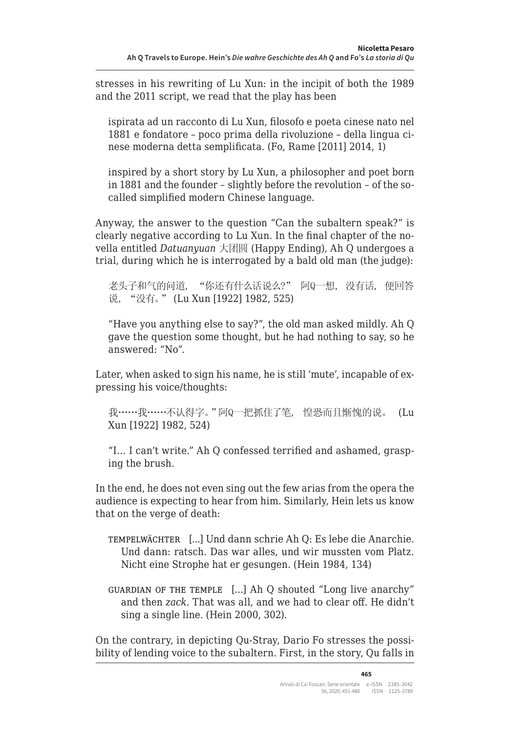stresses in his rewriting of Lu Xun: in the incipit of both the 1989 and the 2011 script, we read that the play has been

> ispirata ad un racconto di Lu Xun, filosofo e poeta cinese nato nel 1881 e fondatore – poco prima della rivoluzione – della lingua cinese moderna detta semplificata. (Fo, Rame [2011] 2014, 1)

> inspired by a short story by Lu Xun, a philosopher and poet born in 1881 and the founder – slightly before the revolution – of the so-called simplified modern Chinese language.

Anyway, the answer to the question "Can the subaltern speak?" is clearly negative according to Lu Xun. In the final chapter of the novella entitled *Datuanyuan* 大团圆 (Happy Ending), Ah Q undergoes a trial, during which he is interrogated by a bald old man (the judge):

> 老头子和气的问道，"你还有什么话说么?" 阿Q一想，没有话，便回答说，"没有。" (Lu Xun [1922] 1982, 525)

> "Have you anything else to say?", the old man asked mildly. Ah Q gave the question some thought, but he had nothing to say, so he answered: "No".

Later, when asked to sign his name, he is still 'mute', incapable of expressing his voice/thoughts:

> 我……我……不认得字。" 阿Q一把抓住了笔，惶恐而且惭愧的说。 (Lu Xun [1922] 1982, 524)

> "I… I can't write." Ah Q confessed terrified and ashamed, grasping the brush.

In the end, he does not even sing out the few arias from the opera the audience is expecting to hear from him. Similarly, Hein lets us know that on the verge of death:

> TEMPELWÄCHTER [...] Und dann schrie Ah Q: Es lebe die Anarchie. Und dann: ratsch. Das war alles, und wir mussten vom Platz. Nicht eine Strophe hat er gesungen. (Hein 1984, 134)

> GUARDIAN OF THE TEMPLE [...] Ah Q shouted "Long live anarchy" and then *zack*. That was all, and we had to clear off. He didn't sing a single line. (Hein 2000, 302).

On the contrary, in depicting Qu-Stray, Dario Fo stresses the possibility of lending voice to the subaltern. First, in the story, Qu falls in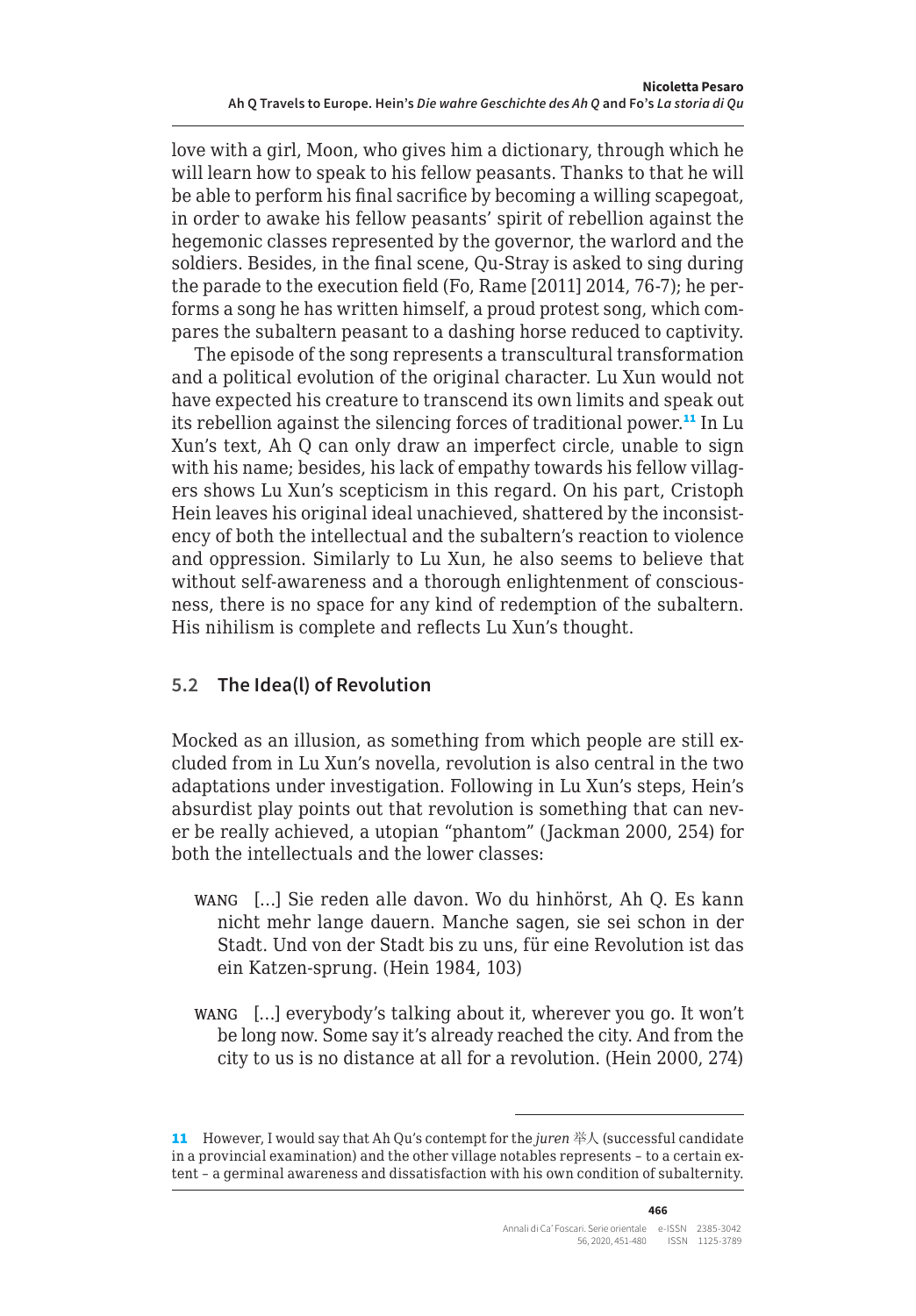love with a girl, Moon, who gives him a dictionary, through which he will learn how to speak to his fellow peasants. Thanks to that he will be able to perform his final sacrifice by becoming a willing scapegoat, in order to awake his fellow peasants' spirit of rebellion against the hegemonic classes represented by the governor, the warlord and the soldiers. Besides, in the final scene, Qu-Stray is asked to sing during the parade to the execution field (Fo, Rame [2011] 2014, 76-7); he performs a song he has written himself, a proud protest song, which compares the subaltern peasant to a dashing horse reduced to captivity.

The episode of the song represents a transcultural transformation and a political evolution of the original character. Lu Xun would not have expected his creature to transcend its own limits and speak out its rebellion against the silencing forces of traditional power.[11] In Lu Xun's text, Ah Q can only draw an imperfect circle, unable to sign with his name; besides, his lack of empathy towards his fellow villagers shows Lu Xun's scepticism in this regard. On his part, Cristoph Hein leaves his original ideal unachieved, shattered by the inconsistency of both the intellectual and the subaltern's reaction to violence and oppression. Similarly to Lu Xun, he also seems to believe that without self-awareness and a thorough enlightenment of consciousness, there is no space for any kind of redemption of the subaltern. His nihilism is complete and reflects Lu Xun's thought.

## 5.2 The Idea(l) of Revolution

Mocked as an illusion, as something from which people are still excluded from in Lu Xun's novella, revolution is also central in the two adaptations under investigation. Following in Lu Xun's steps, Hein's absurdist play points out that revolution is something that can never be really achieved, a utopian "phantom" (Jackman 2000, 254) for both the intellectuals and the lower classes:

> WANG […] Sie reden alle davon. Wo du hinhörst, Ah Q. Es kann nicht mehr lange dauern. Manche sagen, sie sei schon in der Stadt. Und von der Stadt bis zu uns, für eine Revolution ist das ein Katzen-sprung. (Hein 1984, 103)

> WANG […] everybody's talking about it, wherever you go. It won't be long now. Some say it's already reached the city. And from the city to us is no distance at all for a revolution. (Hein 2000, 274)

---

11 However, I would say that Ah Qu's contempt for the *juren* 举人 (successful candidate in a provincial examination) and the other village notables represents – to a certain extent – a germinal awareness and dissatisfaction with his own condition of subalternity.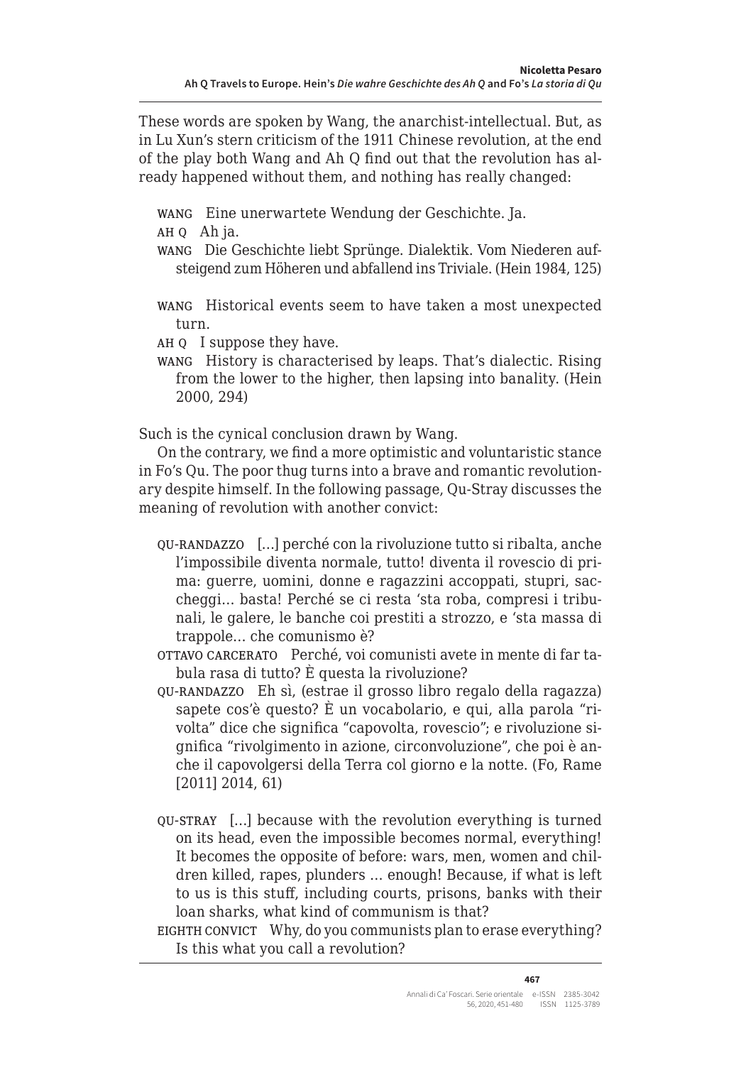These words are spoken by Wang, the anarchist-intellectual. But, as in Lu Xun's stern criticism of the 1911 Chinese revolution, at the end of the play both Wang and Ah Q find out that the revolution has already happened without them, and nothing has really changed:

> WANG Eine unerwartete Wendung der Geschichte. Ja.
>
> AH Q Ah ja.
>
> WANG Die Geschichte liebt Sprünge. Dialektik. Vom Niederen aufsteigend zum Höheren und abfallend ins Triviale. (Hein 1984, 125)

> WANG Historical events seem to have taken a most unexpected turn.
>
> AH Q I suppose they have.
>
> WANG History is characterised by leaps. That's dialectic. Rising from the lower to the higher, then lapsing into banality. (Hein 2000, 294)

Such is the cynical conclusion drawn by Wang.

On the contrary, we find a more optimistic and voluntaristic stance in Fo's Qu. The poor thug turns into a brave and romantic revolutionary despite himself. In the following passage, Qu-Stray discusses the meaning of revolution with another convict:

> QU-RANDAZZO […] perché con la rivoluzione tutto si ribalta, anche l'impossibile diventa normale, tutto! diventa il rovescio di prima: guerre, uomini, donne e ragazzini accoppati, stupri, saccheggi… basta! Perché se ci resta 'sta roba, compresi i tribunali, le galere, le banche coi prestiti a strozzo, e 'sta massa di trappole… che comunismo è?
>
> OTTAVO CARCERATO Perché, voi comunisti avete in mente di far tabula rasa di tutto? È questa la rivoluzione?
>
> QU-RANDAZZO Eh sì, (estrae il grosso libro regalo della ragazza) sapete cos'è questo? È un vocabolario, e qui, alla parola "rivolta" dice che significa "capovolta, rovescio"; e rivoluzione significa "rivolgimento in azione, circonvoluzione", che poi è anche il capovolgersi della Terra col giorno e la notte. (Fo, Rame [2011] 2014, 61)

> QU-STRAY […] because with the revolution everything is turned on its head, even the impossible becomes normal, everything! It becomes the opposite of before: wars, men, women and children killed, rapes, plunders … enough! Because, if what is left to us is this stuff, including courts, prisons, banks with their loan sharks, what kind of communism is that?
>
> EIGHTH CONVICT Why, do you communists plan to erase everything? Is this what you call a revolution?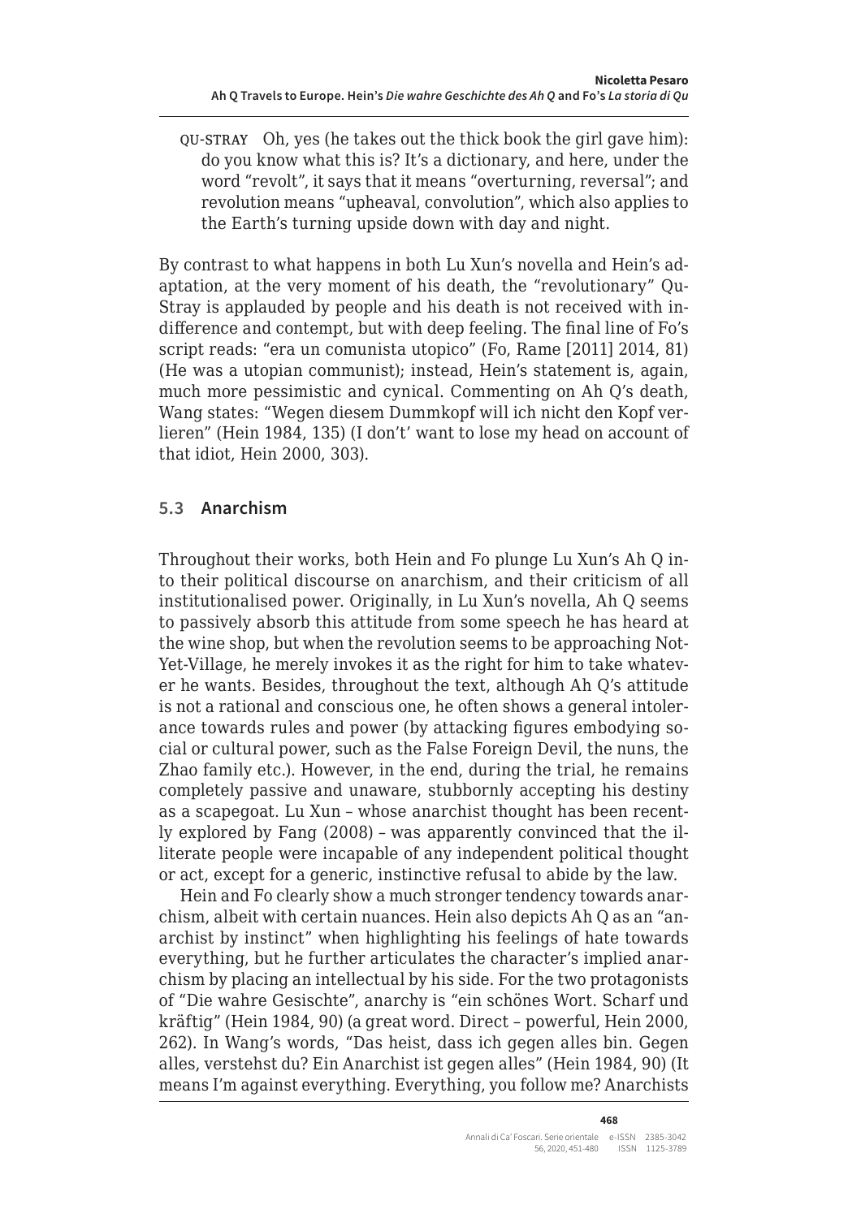QU-STRAY Oh, yes (he takes out the thick book the girl gave him): do you know what this is? It's a dictionary, and here, under the word "revolt", it says that it means "overturning, reversal"; and revolution means "upheaval, convolution", which also applies to the Earth's turning upside down with day and night.

By contrast to what happens in both Lu Xun's novella and Hein's adaptation, at the very moment of his death, the "revolutionary" Qu-Stray is applauded by people and his death is not received with indifference and contempt, but with deep feeling. The final line of Fo's script reads: "era un comunista utopico" (Fo, Rame [2011] 2014, 81) (He was a utopian communist); instead, Hein's statement is, again, much more pessimistic and cynical. Commenting on Ah Q's death, Wang states: "Wegen diesem Dummkopf will ich nicht den Kopf verlieren" (Hein 1984, 135) (I don't' want to lose my head on account of that idiot, Hein 2000, 303).

### 5.3 Anarchism

Throughout their works, both Hein and Fo plunge Lu Xun's Ah Q into their political discourse on anarchism, and their criticism of all institutionalised power. Originally, in Lu Xun's novella, Ah Q seems to passively absorb this attitude from some speech he has heard at the wine shop, but when the revolution seems to be approaching Not-Yet-Village, he merely invokes it as the right for him to take whatever he wants. Besides, throughout the text, although Ah Q's attitude is not a rational and conscious one, he often shows a general intolerance towards rules and power (by attacking figures embodying social or cultural power, such as the False Foreign Devil, the nuns, the Zhao family etc.). However, in the end, during the trial, he remains completely passive and unaware, stubbornly accepting his destiny as a scapegoat. Lu Xun – whose anarchist thought has been recently explored by Fang (2008) – was apparently convinced that the illiterate people were incapable of any independent political thought or act, except for a generic, instinctive refusal to abide by the law.

Hein and Fo clearly show a much stronger tendency towards anarchism, albeit with certain nuances. Hein also depicts Ah Q as an "anarchist by instinct" when highlighting his feelings of hate towards everything, but he further articulates the character's implied anarchism by placing an intellectual by his side. For the two protagonists of "Die wahre Gesischte", anarchy is "ein schönes Wort. Scharf und kräftig" (Hein 1984, 90) (a great word. Direct – powerful, Hein 2000, 262). In Wang's words, "Das heist, dass ich gegen alles bin. Gegen alles, verstehst du? Ein Anarchist ist gegen alles" (Hein 1984, 90) (It means I'm against everything. Everything, you follow me? Anarchists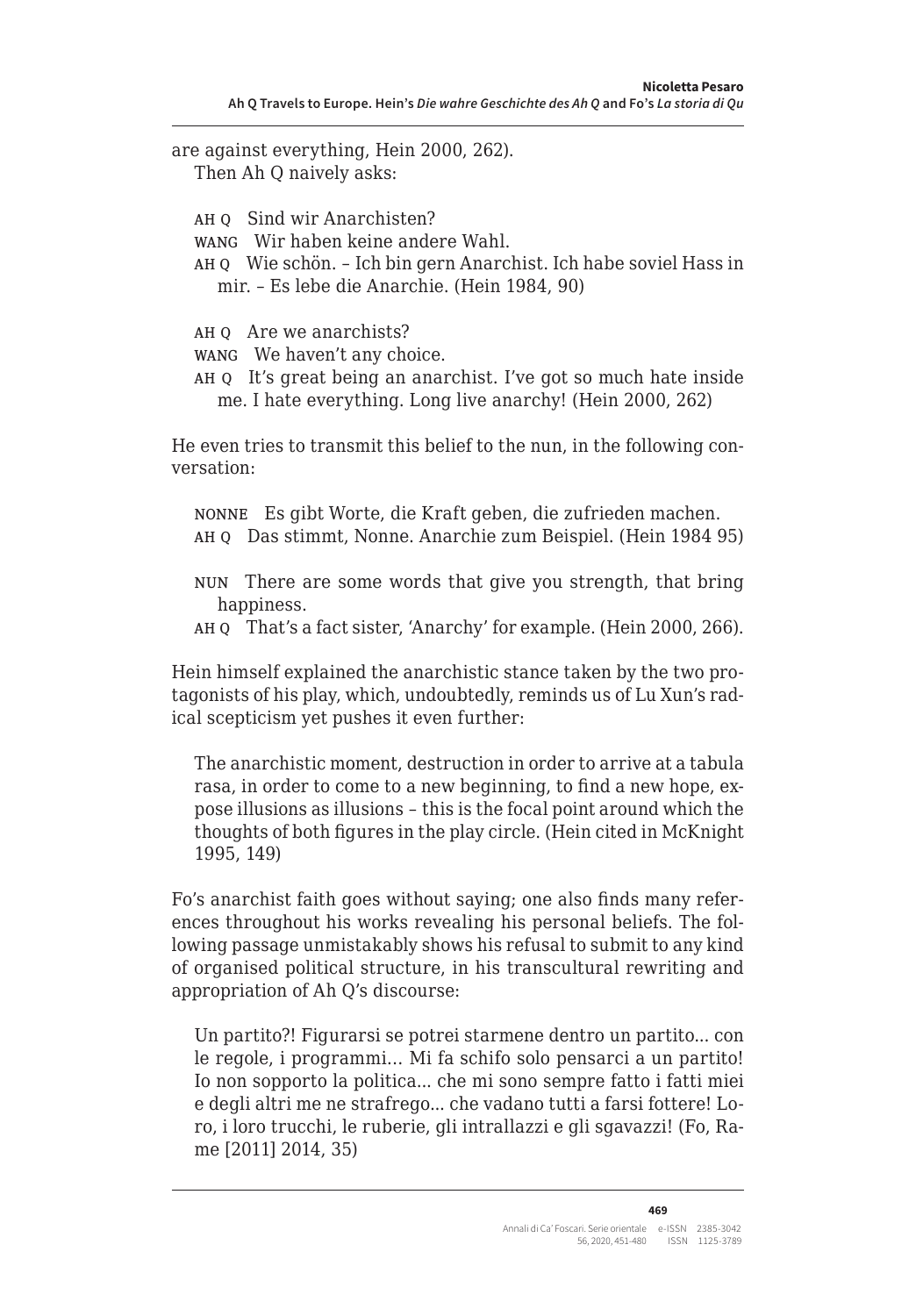are against everything, Hein 2000, 262).

Then Ah Q naively asks:

> AH Q Sind wir Anarchisten?
> WANG Wir haben keine andere Wahl.
> AH Q Wie schön. – Ich bin gern Anarchist. Ich habe soviel Hass in mir. – Es lebe die Anarchie. (Hein 1984, 90)

> AH Q Are we anarchists?
> WANG We haven't any choice.
> AH Q It's great being an anarchist. I've got so much hate inside me. I hate everything. Long live anarchy! (Hein 2000, 262)

He even tries to transmit this belief to the nun, in the following conversation:

> NONNE Es gibt Worte, die Kraft geben, die zufrieden machen.
> AH Q Das stimmt, Nonne. Anarchie zum Beispiel. (Hein 1984 95)

> NUN There are some words that give you strength, that bring happiness.
> AH Q That's a fact sister, 'Anarchy' for example. (Hein 2000, 266).

Hein himself explained the anarchistic stance taken by the two protagonists of his play, which, undoubtedly, reminds us of Lu Xun's radical scepticism yet pushes it even further:

> The anarchistic moment, destruction in order to arrive at a tabula rasa, in order to come to a new beginning, to find a new hope, expose illusions as illusions – this is the focal point around which the thoughts of both figures in the play circle. (Hein cited in McKnight 1995, 149)

Fo's anarchist faith goes without saying; one also finds many references throughout his works revealing his personal beliefs. The following passage unmistakably shows his refusal to submit to any kind of organised political structure, in his transcultural rewriting and appropriation of Ah Q's discourse:

> Un partito?! Figurarsi se potrei starmene dentro un partito... con le regole, i programmi… Mi fa schifo solo pensarci a un partito! Io non sopporto la politica... che mi sono sempre fatto i fatti miei e degli altri me ne strafrego... che vadano tutti a farsi fottere! Loro, i loro trucchi, le ruberie, gli intrallazzi e gli sgavazzi! (Fo, Rame [2011] 2014, 35)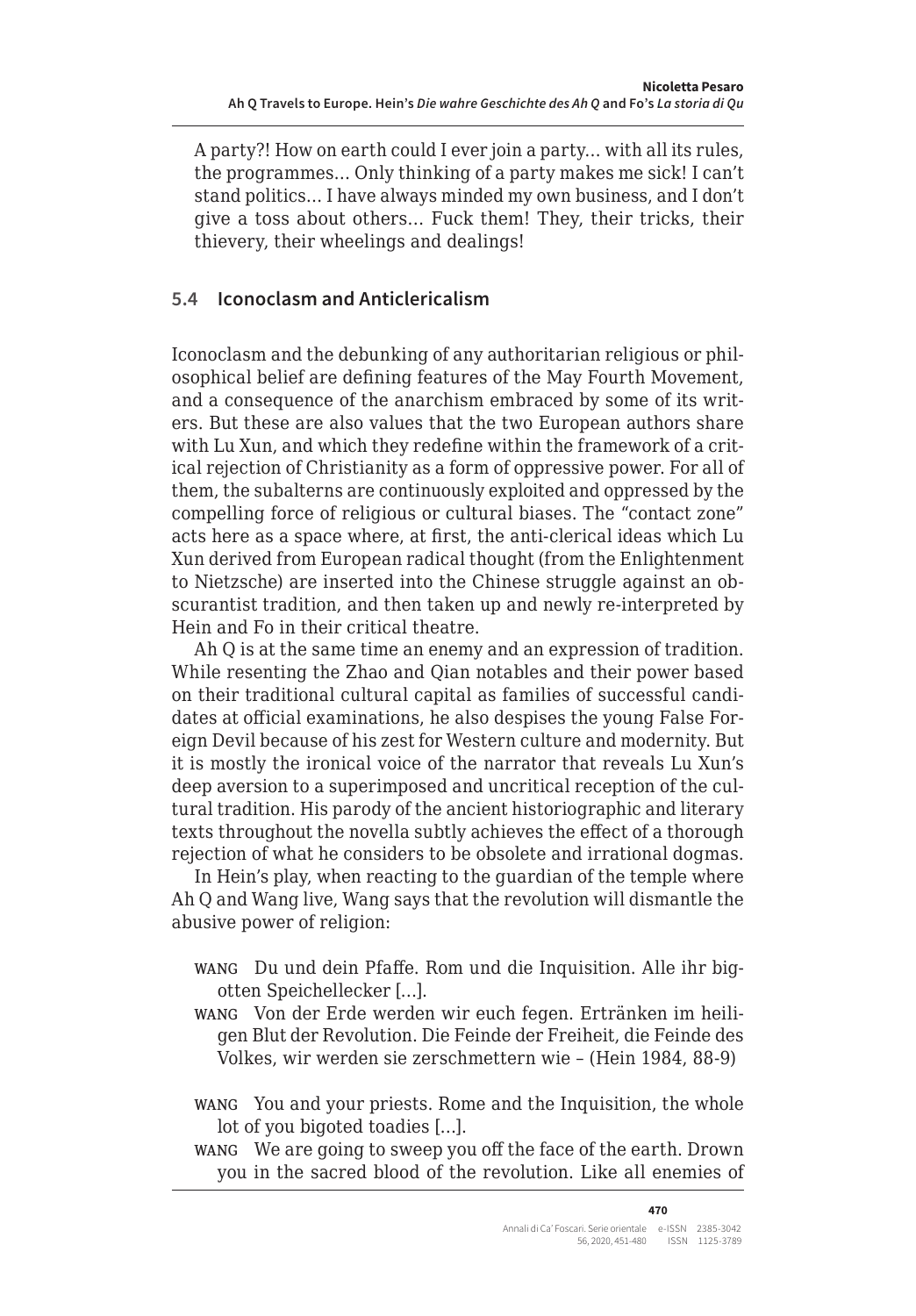A party?! How on earth could I ever join a party… with all its rules, the programmes… Only thinking of a party makes me sick! I can't stand politics… I have always minded my own business, and I don't give a toss about others… Fuck them! They, their tricks, their thievery, their wheelings and dealings!

### 5.4 Iconoclasm and Anticlericalism

Iconoclasm and the debunking of any authoritarian religious or philosophical belief are defining features of the May Fourth Movement, and a consequence of the anarchism embraced by some of its writers. But these are also values that the two European authors share with Lu Xun, and which they redefine within the framework of a critical rejection of Christianity as a form of oppressive power. For all of them, the subalterns are continuously exploited and oppressed by the compelling force of religious or cultural biases. The "contact zone" acts here as a space where, at first, the anti-clerical ideas which Lu Xun derived from European radical thought (from the Enlightenment to Nietzsche) are inserted into the Chinese struggle against an obscurantist tradition, and then taken up and newly re-interpreted by Hein and Fo in their critical theatre.

Ah Q is at the same time an enemy and an expression of tradition. While resenting the Zhao and Qian notables and their power based on their traditional cultural capital as families of successful candidates at official examinations, he also despises the young False Foreign Devil because of his zest for Western culture and modernity. But it is mostly the ironical voice of the narrator that reveals Lu Xun's deep aversion to a superimposed and uncritical reception of the cultural tradition. His parody of the ancient historiographic and literary texts throughout the novella subtly achieves the effect of a thorough rejection of what he considers to be obsolete and irrational dogmas.

In Hein's play, when reacting to the guardian of the temple where Ah Q and Wang live, Wang says that the revolution will dismantle the abusive power of religion:

WANG Du und dein Pfaffe. Rom und die Inquisition. Alle ihr bigotten Speichellecker […].

WANG Von der Erde werden wir euch fegen. Ertränken im heiligen Blut der Revolution. Die Feinde der Freiheit, die Feinde des Volkes, wir werden sie zerschmettern wie – (Hein 1984, 88-9)

WANG You and your priests. Rome and the Inquisition, the whole lot of you bigoted toadies […].

WANG We are going to sweep you off the face of the earth. Drown you in the sacred blood of the revolution. Like all enemies of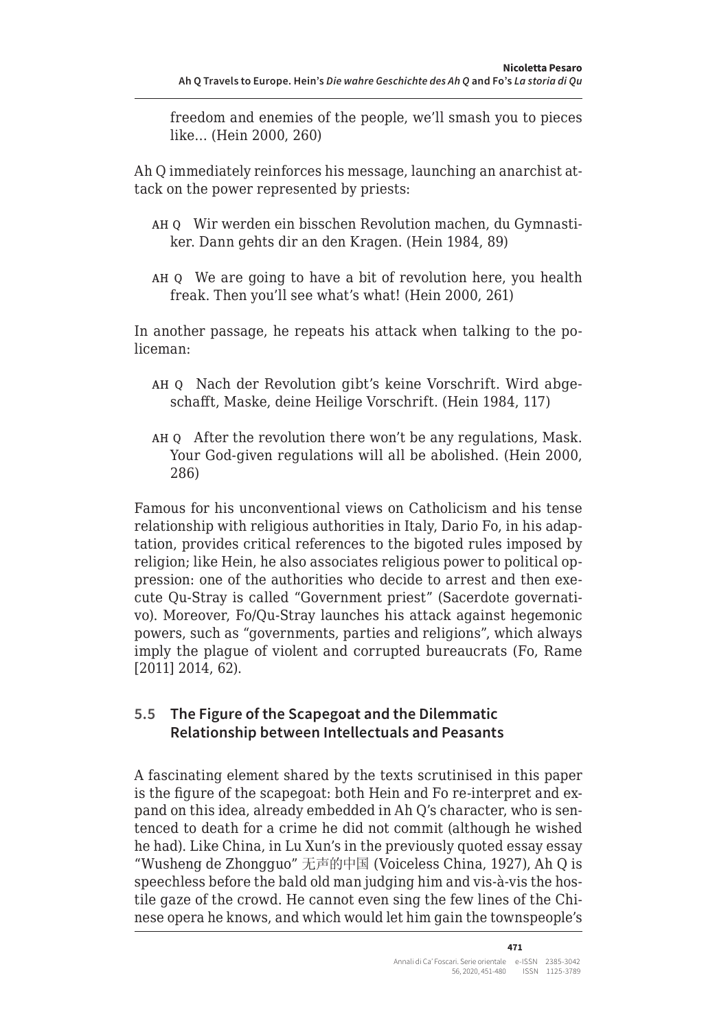freedom and enemies of the people, we'll smash you to pieces like… (Hein 2000, 260)

Ah Q immediately reinforces his message, launching an anarchist attack on the power represented by priests:

> AH Q Wir werden ein bisschen Revolution machen, du Gymnastiker. Dann gehts dir an den Kragen. (Hein 1984, 89)

> AH Q We are going to have a bit of revolution here, you health freak. Then you'll see what's what! (Hein 2000, 261)

In another passage, he repeats his attack when talking to the policeman:

> AH Q Nach der Revolution gibt's keine Vorschrift. Wird abgeschafft, Maske, deine Heilige Vorschrift. (Hein 1984, 117)

> AH Q After the revolution there won't be any regulations, Mask. Your God-given regulations will all be abolished. (Hein 2000, 286)

Famous for his unconventional views on Catholicism and his tense relationship with religious authorities in Italy, Dario Fo, in his adaptation, provides critical references to the bigoted rules imposed by religion; like Hein, he also associates religious power to political oppression: one of the authorities who decide to arrest and then execute Qu-Stray is called "Government priest" (Sacerdote governativo). Moreover, Fo/Qu-Stray launches his attack against hegemonic powers, such as "governments, parties and religions", which always imply the plague of violent and corrupted bureaucrats (Fo, Rame [2011] 2014, 62).

### 5.5 The Figure of the Scapegoat and the Dilemmatic Relationship between Intellectuals and Peasants

A fascinating element shared by the texts scrutinised in this paper is the figure of the scapegoat: both Hein and Fo re-interpret and expand on this idea, already embedded in Ah Q's character, who is sentenced to death for a crime he did not commit (although he wished he had). Like China, in Lu Xun's in the previously quoted essay essay "Wusheng de Zhongguo" 无声的中国 (Voiceless China, 1927), Ah Q is speechless before the bald old man judging him and vis-à-vis the hostile gaze of the crowd. He cannot even sing the few lines of the Chinese opera he knows, and which would let him gain the townspeople's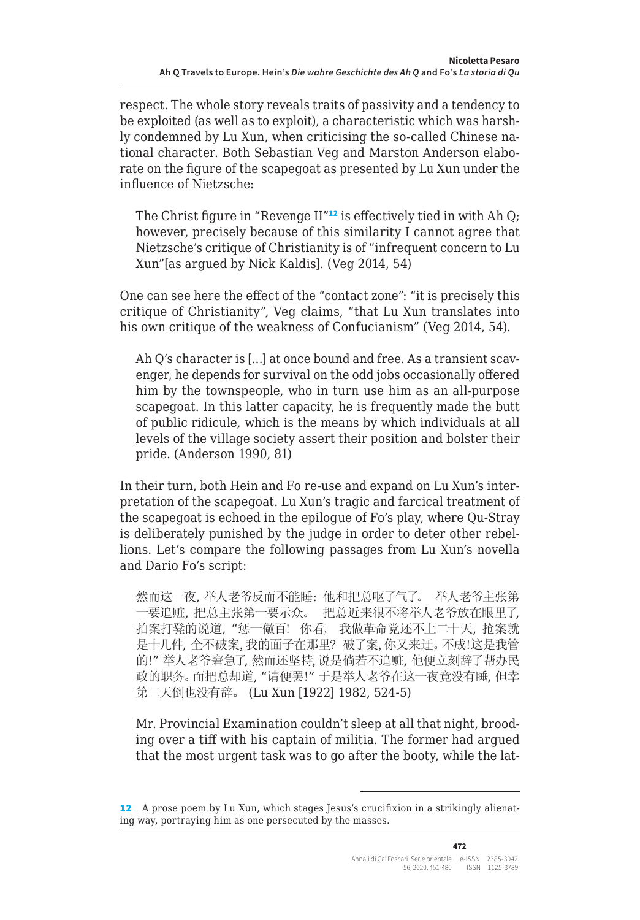respect. The whole story reveals traits of passivity and a tendency to be exploited (as well as to exploit), a characteristic which was harshly condemned by Lu Xun, when criticising the so-called Chinese national character. Both Sebastian Veg and Marston Anderson elaborate on the figure of the scapegoat as presented by Lu Xun under the influence of Nietzsche:

> The Christ figure in "Revenge II"[12] is effectively tied in with Ah Q; however, precisely because of this similarity I cannot agree that Nietzsche's critique of Christianity is of "infrequent concern to Lu Xun"[as argued by Nick Kaldis]. (Veg 2014, 54)

One can see here the effect of the "contact zone": "it is precisely this critique of Christianity", Veg claims, "that Lu Xun translates into his own critique of the weakness of Confucianism" (Veg 2014, 54).

> Ah Q's character is [...] at once bound and free. As a transient scavenger, he depends for survival on the odd jobs occasionally offered him by the townspeople, who in turn use him as an all-purpose scapegoat. In this latter capacity, he is frequently made the butt of public ridicule, which is the means by which individuals at all levels of the village society assert their position and bolster their pride. (Anderson 1990, 81)

In their turn, both Hein and Fo re-use and expand on Lu Xun's interpretation of the scapegoat. Lu Xun's tragic and farcical treatment of the scapegoat is echoed in the epilogue of Fo's play, where Qu-Stray is deliberately punished by the judge in order to deter other rebellions. Let's compare the following passages from Lu Xun's novella and Dario Fo's script:

> 然而这一夜, 举人老爷反而不能睡: 他和把总呕了气了。 举人老爷主张第一要追赃, 把总主张第一要示众。 把总近来很不将举人老爷放在眼里了, 拍案打凳的说道, "惩一儆百! 你看, 我做革命党还不上二十天, 抢案就是十几件, 全不破案, 我的面子在那里? 破了案, 你又来迂。不成!这是我管的!" 举人老爷窘急了, 然而还坚持, 说是倘若不追赃, 他便立刻辞了帮办民政的职务。而把总却道, "请便罢!" 于是举人老爷在这一夜竟没有睡, 但幸第二天倒也没有辞。 (Lu Xun [1922] 1982, 524-5)

> Mr. Provincial Examination couldn't sleep at all that night, brooding over a tiff with his captain of militia. The former had argued that the most urgent task was to go after the booty, while the lat-

---

12 A prose poem by Lu Xun, which stages Jesus's crucifixion in a strikingly alienating way, portraying him as one persecuted by the masses.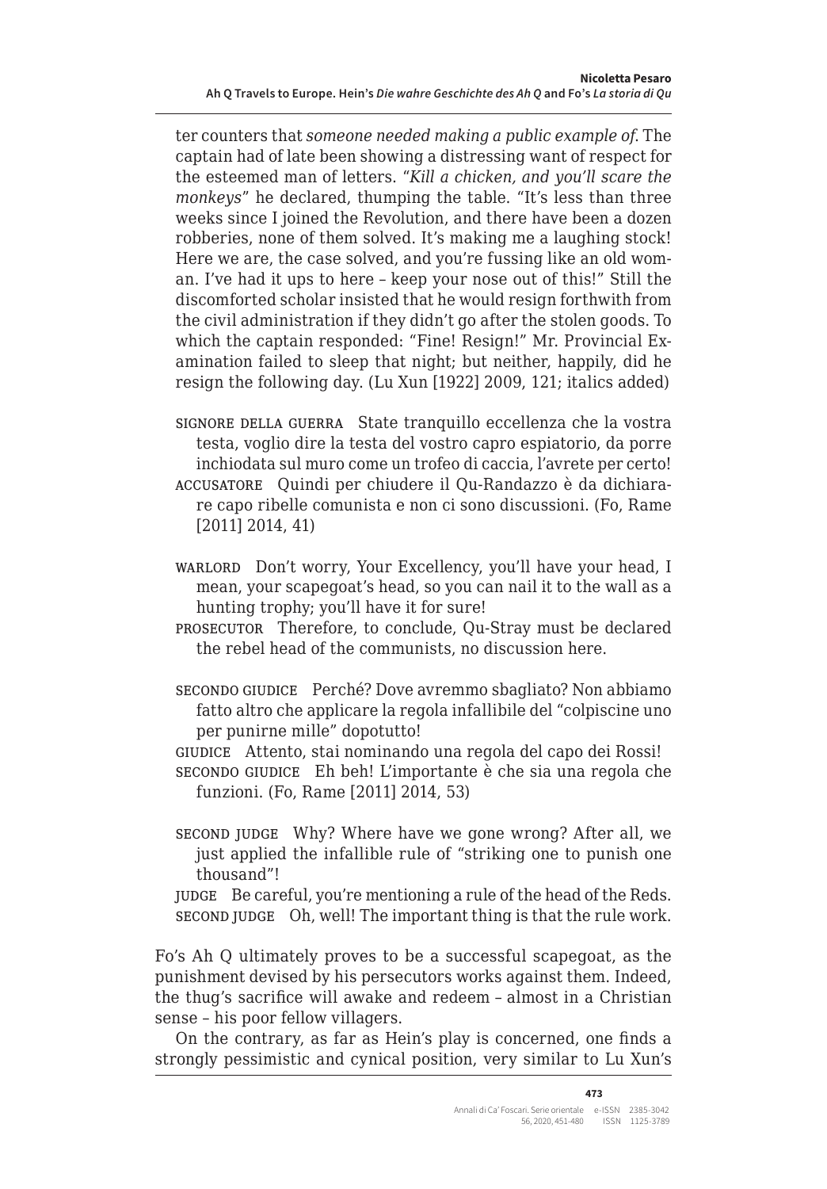ter counters that *someone needed making a public example of*. The captain had of late been showing a distressing want of respect for the esteemed man of letters. "*Kill a chicken, and you'll scare the monkeys*" he declared, thumping the table. "It's less than three weeks since I joined the Revolution, and there have been a dozen robberies, none of them solved. It's making me a laughing stock! Here we are, the case solved, and you're fussing like an old woman. I've had it ups to here – keep your nose out of this!" Still the discomforted scholar insisted that he would resign forthwith from the civil administration if they didn't go after the stolen goods. To which the captain responded: "Fine! Resign!" Mr. Provincial Examination failed to sleep that night; but neither, happily, did he resign the following day. (Lu Xun [1922] 2009, 121; italics added)

SIGNORE DELLA GUERRA State tranquillo eccellenza che la vostra testa, voglio dire la testa del vostro capro espiatorio, da porre inchiodata sul muro come un trofeo di caccia, l'avrete per certo!
ACCUSATORE Quindi per chiudere il Qu-Randazzo è da dichiarare capo ribelle comunista e non ci sono discussioni. (Fo, Rame [2011] 2014, 41)

WARLORD Don't worry, Your Excellency, you'll have your head, I mean, your scapegoat's head, so you can nail it to the wall as a hunting trophy; you'll have it for sure!
PROSECUTOR Therefore, to conclude, Qu-Stray must be declared the rebel head of the communists, no discussion here.

SECONDO GIUDICE Perché? Dove avremmo sbagliato? Non abbiamo fatto altro che applicare la regola infallibile del "colpiscine uno per punirne mille" dopotutto!
GIUDICE Attento, stai nominando una regola del capo dei Rossi!
SECONDO GIUDICE Eh beh! L'importante è che sia una regola che funzioni. (Fo, Rame [2011] 2014, 53)

SECOND JUDGE Why? Where have we gone wrong? After all, we just applied the infallible rule of "striking one to punish one thousand"!
JUDGE Be careful, you're mentioning a rule of the head of the Reds.
SECOND JUDGE Oh, well! The important thing is that the rule work.

Fo's Ah Q ultimately proves to be a successful scapegoat, as the punishment devised by his persecutors works against them. Indeed, the thug's sacrifice will awake and redeem – almost in a Christian sense – his poor fellow villagers.

On the contrary, as far as Hein's play is concerned, one finds a strongly pessimistic and cynical position, very similar to Lu Xun's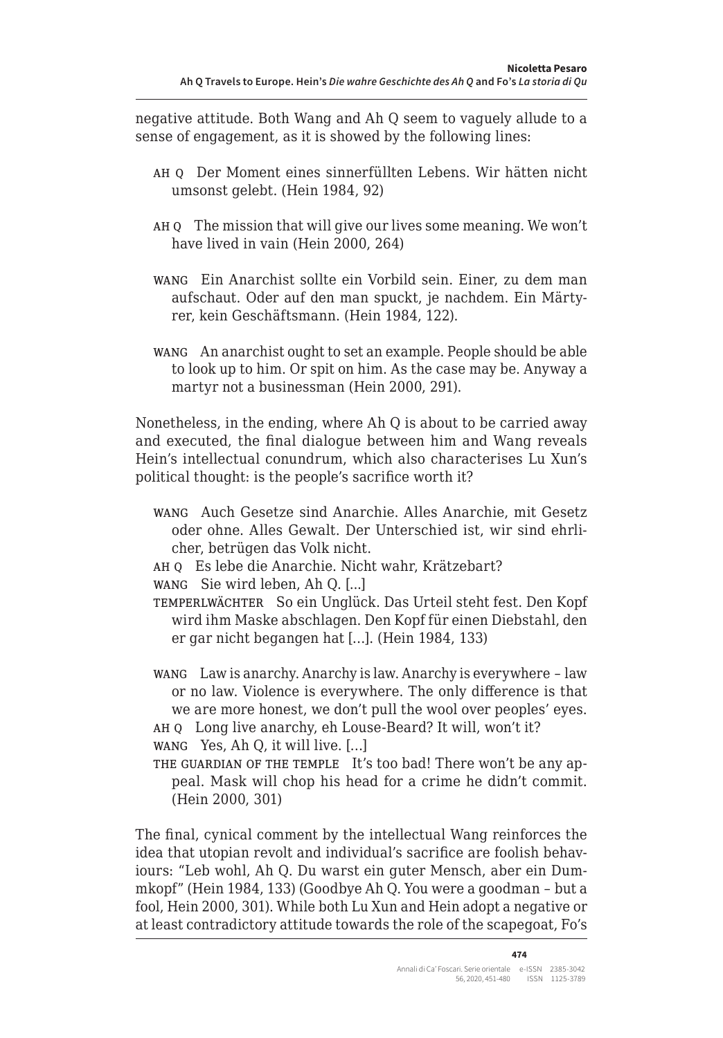negative attitude. Both Wang and Ah Q seem to vaguely allude to a sense of engagement, as it is showed by the following lines:

> AH Q Der Moment eines sinnerfüllten Lebens. Wir hätten nicht umsonst gelebt. (Hein 1984, 92)

> AH Q The mission that will give our lives some meaning. We won't have lived in vain (Hein 2000, 264)

> WANG Ein Anarchist sollte ein Vorbild sein. Einer, zu dem man aufschaut. Oder auf den man spuckt, je nachdem. Ein Märtyrer, kein Geschäftsmann. (Hein 1984, 122).

> WANG An anarchist ought to set an example. People should be able to look up to him. Or spit on him. As the case may be. Anyway a martyr not a businessman (Hein 2000, 291).

Nonetheless, in the ending, where Ah Q is about to be carried away and executed, the final dialogue between him and Wang reveals Hein's intellectual conundrum, which also characterises Lu Xun's political thought: is the people's sacrifice worth it?

> WANG Auch Gesetze sind Anarchie. Alles Anarchie, mit Gesetz oder ohne. Alles Gewalt. Der Unterschied ist, wir sind ehrlicher, betrügen das Volk nicht.
> AH Q Es lebe die Anarchie. Nicht wahr, Krätzebart?
> WANG Sie wird leben, Ah Q. [...]
> TEMPERLWÄCHTER So ein Unglück. Das Urteil steht fest. Den Kopf wird ihm Maske abschlagen. Den Kopf für einen Diebstahl, den er gar nicht begangen hat [...]. (Hein 1984, 133)

> WANG Law is anarchy. Anarchy is law. Anarchy is everywhere – law or no law. Violence is everywhere. The only difference is that we are more honest, we don't pull the wool over peoples' eyes.
> AH Q Long live anarchy, eh Louse-Beard? It will, won't it?
> WANG Yes, Ah Q, it will live. [...]
> THE GUARDIAN OF THE TEMPLE It's too bad! There won't be any appeal. Mask will chop his head for a crime he didn't commit. (Hein 2000, 301)

The final, cynical comment by the intellectual Wang reinforces the idea that utopian revolt and individual's sacrifice are foolish behaviours: "Leb wohl, Ah Q. Du warst ein guter Mensch, aber ein Dummkopf" (Hein 1984, 133) (Goodbye Ah Q. You were a goodman – but a fool, Hein 2000, 301). While both Lu Xun and Hein adopt a negative or at least contradictory attitude towards the role of the scapegoat, Fo's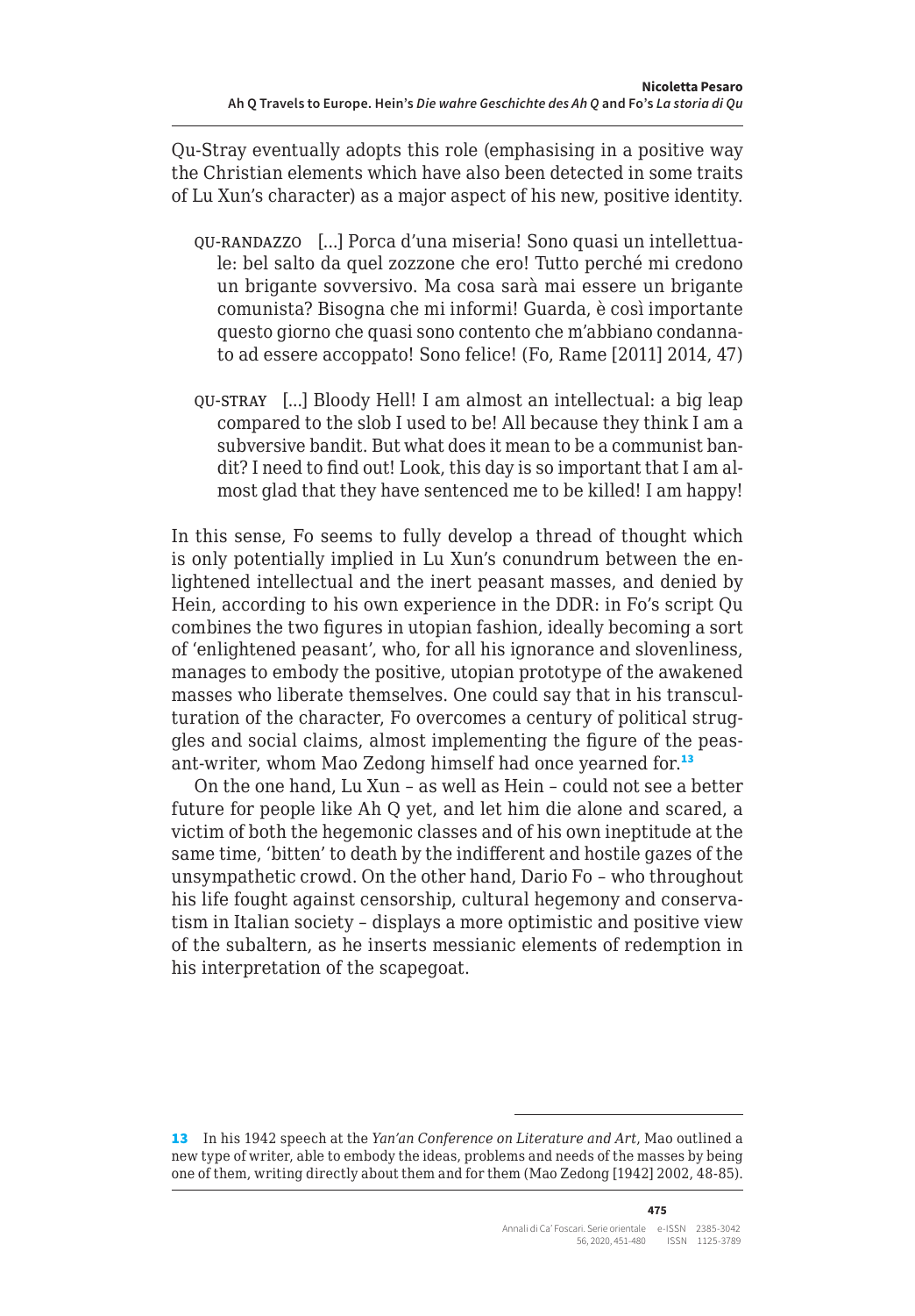Qu-Stray eventually adopts this role (emphasising in a positive way the Christian elements which have also been detected in some traits of Lu Xun's character) as a major aspect of his new, positive identity.

> QU-RANDAZZO [...] Porca d'una miseria! Sono quasi un intellettuale: bel salto da quel zozzone che ero! Tutto perché mi credono un brigante sovversivo. Ma cosa sarà mai essere un brigante comunista? Bisogna che mi informi! Guarda, è così importante questo giorno che quasi sono contento che m'abbiano condannato ad essere accoppato! Sono felice! (Fo, Rame [2011] 2014, 47)

> QU-STRAY [...] Bloody Hell! I am almost an intellectual: a big leap compared to the slob I used to be! All because they think I am a subversive bandit. But what does it mean to be a communist bandit? I need to find out! Look, this day is so important that I am almost glad that they have sentenced me to be killed! I am happy!

In this sense, Fo seems to fully develop a thread of thought which is only potentially implied in Lu Xun's conundrum between the enlightened intellectual and the inert peasant masses, and denied by Hein, according to his own experience in the DDR: in Fo's script Qu combines the two figures in utopian fashion, ideally becoming a sort of 'enlightened peasant', who, for all his ignorance and slovenliness, manages to embody the positive, utopian prototype of the awakened masses who liberate themselves. One could say that in his transculturation of the character, Fo overcomes a century of political struggles and social claims, almost implementing the figure of the peasant-writer, whom Mao Zedong himself had once yearned for.[13]

On the one hand, Lu Xun – as well as Hein – could not see a better future for people like Ah Q yet, and let him die alone and scared, a victim of both the hegemonic classes and of his own ineptitude at the same time, 'bitten' to death by the indifferent and hostile gazes of the unsympathetic crowd. On the other hand, Dario Fo – who throughout his life fought against censorship, cultural hegemony and conservatism in Italian society – displays a more optimistic and positive view of the subaltern, as he inserts messianic elements of redemption in his interpretation of the scapegoat.

---

13 In his 1942 speech at the *Yan'an Conference on Literature and Art*, Mao outlined a new type of writer, able to embody the ideas, problems and needs of the masses by being one of them, writing directly about them and for them (Mao Zedong [1942] 2002, 48-85).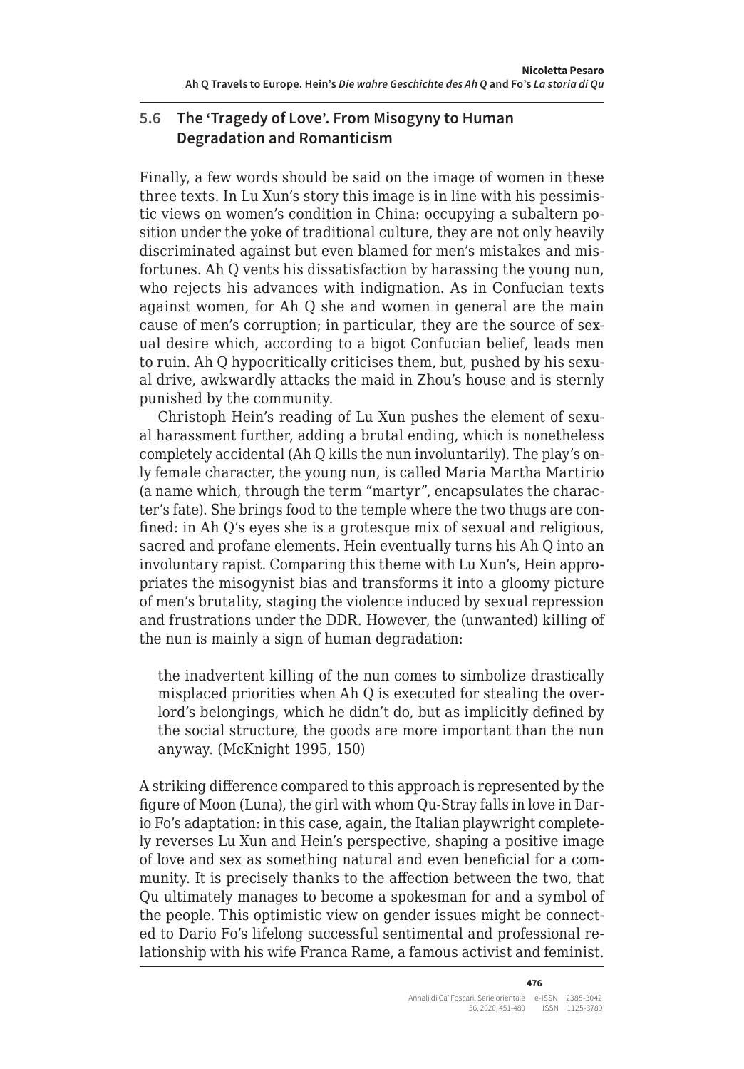### 5.6 The 'Tragedy of Love'. From Misogyny to Human Degradation and Romanticism

Finally, a few words should be said on the image of women in these three texts. In Lu Xun's story this image is in line with his pessimistic views on women's condition in China: occupying a subaltern position under the yoke of traditional culture, they are not only heavily discriminated against but even blamed for men's mistakes and misfortunes. Ah Q vents his dissatisfaction by harassing the young nun, who rejects his advances with indignation. As in Confucian texts against women, for Ah Q she and women in general are the main cause of men's corruption; in particular, they are the source of sexual desire which, according to a bigot Confucian belief, leads men to ruin. Ah Q hypocritically criticises them, but, pushed by his sexual drive, awkwardly attacks the maid in Zhou's house and is sternly punished by the community.

Christoph Hein's reading of Lu Xun pushes the element of sexual harassment further, adding a brutal ending, which is nonetheless completely accidental (Ah Q kills the nun involuntarily). The play's only female character, the young nun, is called Maria Martha Martirio (a name which, through the term "martyr", encapsulates the character's fate). She brings food to the temple where the two thugs are confined: in Ah Q's eyes she is a grotesque mix of sexual and religious, sacred and profane elements. Hein eventually turns his Ah Q into an involuntary rapist. Comparing this theme with Lu Xun's, Hein appropriates the misogynist bias and transforms it into a gloomy picture of men's brutality, staging the violence induced by sexual repression and frustrations under the DDR. However, the (unwanted) killing of the nun is mainly a sign of human degradation:

> the inadvertent killing of the nun comes to simbolize drastically misplaced priorities when Ah Q is executed for stealing the overlord's belongings, which he didn't do, but as implicitly defined by the social structure, the goods are more important than the nun anyway. (McKnight 1995, 150)

A striking difference compared to this approach is represented by the figure of Moon (Luna), the girl with whom Qu-Stray falls in love in Dario Fo's adaptation: in this case, again, the Italian playwright completely reverses Lu Xun and Hein's perspective, shaping a positive image of love and sex as something natural and even beneficial for a community. It is precisely thanks to the affection between the two, that Qu ultimately manages to become a spokesman for and a symbol of the people. This optimistic view on gender issues might be connected to Dario Fo's lifelong successful sentimental and professional relationship with his wife Franca Rame, a famous activist and feminist.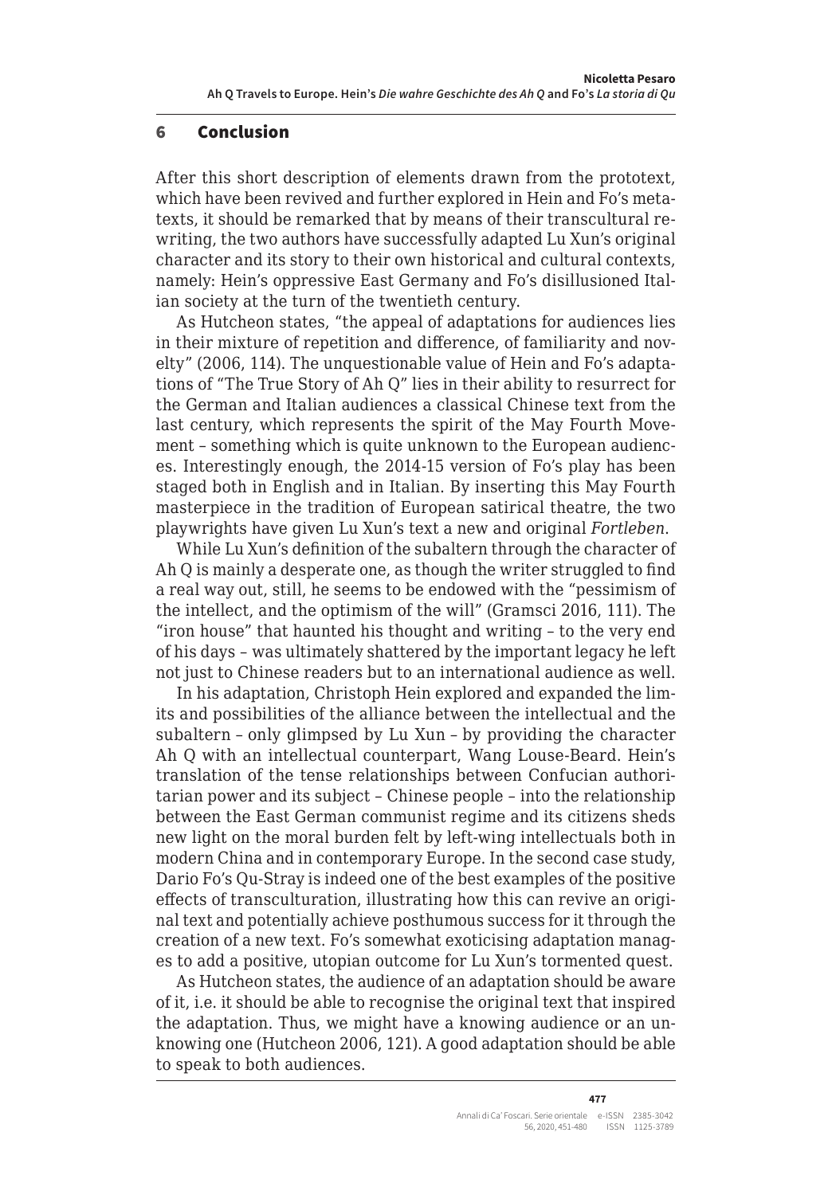## 6 Conclusion

After this short description of elements drawn from the prototext, which have been revived and further explored in Hein and Fo's metatexts, it should be remarked that by means of their transcultural rewriting, the two authors have successfully adapted Lu Xun's original character and its story to their own historical and cultural contexts, namely: Hein's oppressive East Germany and Fo's disillusioned Italian society at the turn of the twentieth century.

As Hutcheon states, "the appeal of adaptations for audiences lies in their mixture of repetition and difference, of familiarity and novelty" (2006, 114). The unquestionable value of Hein and Fo's adaptations of "The True Story of Ah Q" lies in their ability to resurrect for the German and Italian audiences a classical Chinese text from the last century, which represents the spirit of the May Fourth Movement – something which is quite unknown to the European audiences. Interestingly enough, the 2014-15 version of Fo's play has been staged both in English and in Italian. By inserting this May Fourth masterpiece in the tradition of European satirical theatre, the two playwrights have given Lu Xun's text a new and original *Fortleben*.

While Lu Xun's definition of the subaltern through the character of Ah Q is mainly a desperate one, as though the writer struggled to find a real way out, still, he seems to be endowed with the "pessimism of the intellect, and the optimism of the will" (Gramsci 2016, 111). The "iron house" that haunted his thought and writing – to the very end of his days – was ultimately shattered by the important legacy he left not just to Chinese readers but to an international audience as well.

In his adaptation, Christoph Hein explored and expanded the limits and possibilities of the alliance between the intellectual and the subaltern – only glimpsed by Lu Xun – by providing the character Ah Q with an intellectual counterpart, Wang Louse-Beard. Hein's translation of the tense relationships between Confucian authoritarian power and its subject – Chinese people – into the relationship between the East German communist regime and its citizens sheds new light on the moral burden felt by left-wing intellectuals both in modern China and in contemporary Europe. In the second case study, Dario Fo's Qu-Stray is indeed one of the best examples of the positive effects of transculturation, illustrating how this can revive an original text and potentially achieve posthumous success for it through the creation of a new text. Fo's somewhat exoticising adaptation manages to add a positive, utopian outcome for Lu Xun's tormented quest.

As Hutcheon states, the audience of an adaptation should be aware of it, i.e. it should be able to recognise the original text that inspired the adaptation. Thus, we might have a knowing audience or an unknowing one (Hutcheon 2006, 121). A good adaptation should be able to speak to both audiences.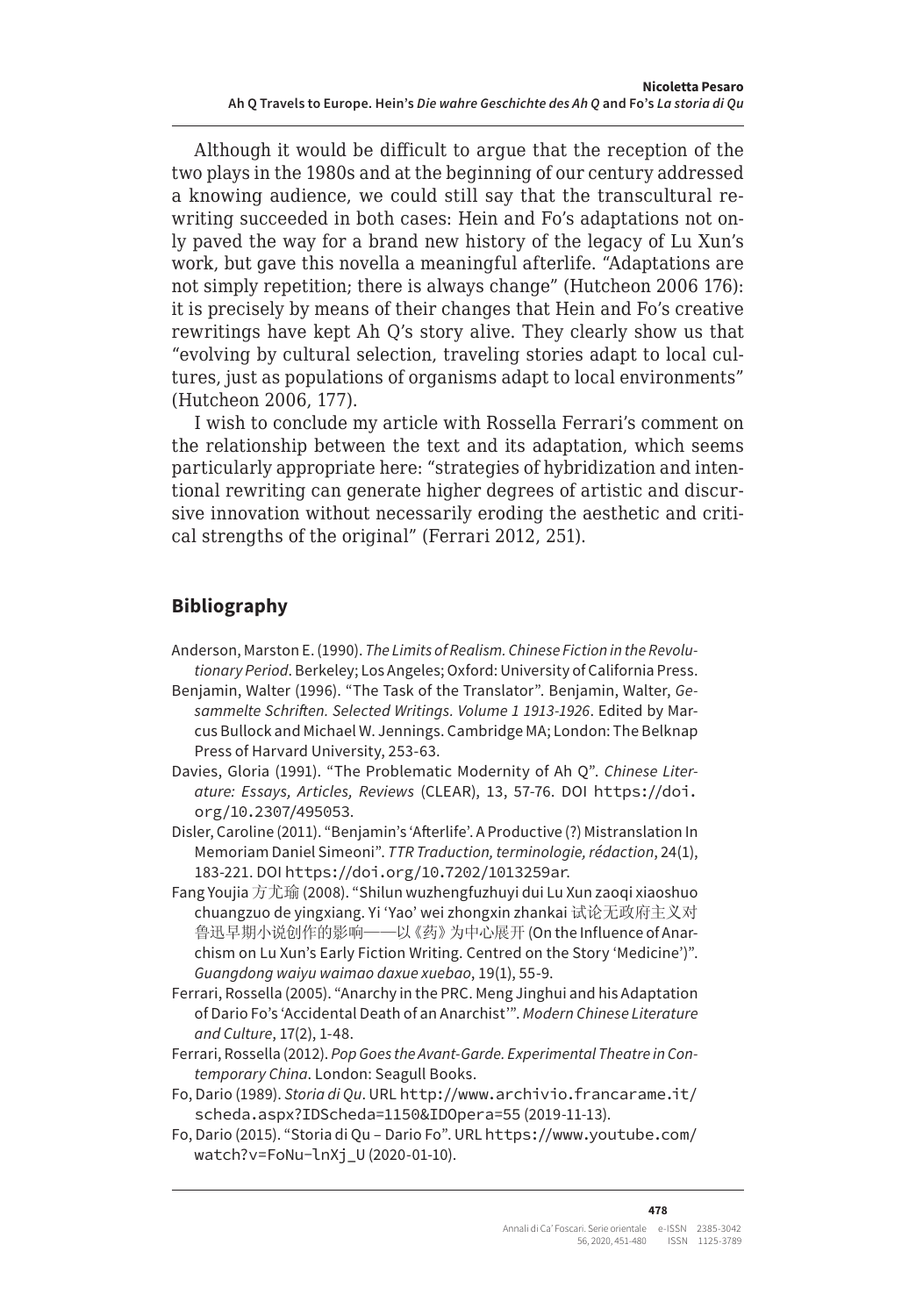Although it would be difficult to argue that the reception of the two plays in the 1980s and at the beginning of our century addressed a knowing audience, we could still say that the transcultural rewriting succeeded in both cases: Hein and Fo's adaptations not only paved the way for a brand new history of the legacy of Lu Xun's work, but gave this novella a meaningful afterlife. "Adaptations are not simply repetition; there is always change" (Hutcheon 2006 176): it is precisely by means of their changes that Hein and Fo's creative rewritings have kept Ah Q's story alive. They clearly show us that "evolving by cultural selection, traveling stories adapt to local cultures, just as populations of organisms adapt to local environments" (Hutcheon 2006, 177).

I wish to conclude my article with Rossella Ferrari's comment on the relationship between the text and its adaptation, which seems particularly appropriate here: "strategies of hybridization and intentional rewriting can generate higher degrees of artistic and discursive innovation without necessarily eroding the aesthetic and critical strengths of the original" (Ferrari 2012, 251).

## Bibliography

Anderson, Marston E. (1990). *The Limits of Realism. Chinese Fiction in the Revolutionary Period*. Berkeley; Los Angeles; Oxford: University of California Press.

Benjamin, Walter (1996). "The Task of the Translator". Benjamin, Walter, *Gesammelte Schriften. Selected Writings. Volume 1 1913-1926*. Edited by Marcus Bullock and Michael W. Jennings. Cambridge MA; London: The Belknap Press of Harvard University, 253-63.

Davies, Gloria (1991). "The Problematic Modernity of Ah Q". *Chinese Literature: Essays, Articles, Reviews* (CLEAR), 13, 57-76. DOI https://doi.org/10.2307/495053.

Disler, Caroline (2011). "Benjamin's 'Afterlife'. A Productive (?) Mistranslation In Memoriam Daniel Simeoni". *TTR Traduction, terminologie, rédaction*, 24(1), 183-221. DOI https://doi.org/10.7202/1013259ar.

Fang Youjia 方尤瑜 (2008). "Shilun wuzhengfuzhuyi dui Lu Xun zaoqi xiaoshuo chuangzuo de yingxiang. Yi 'Yao' wei zhongxin zhankai 试论无政府主义对鲁迅早期小说创作的影响——以《药》为中心展开 (On the Influence of Anarchism on Lu Xun's Early Fiction Writing. Centred on the Story 'Medicine')". *Guangdong waiyu waimao daxue xuebao*, 19(1), 55-9.

Ferrari, Rossella (2005). "Anarchy in the PRC. Meng Jinghui and his Adaptation of Dario Fo's 'Accidental Death of an Anarchist'". *Modern Chinese Literature and Culture*, 17(2), 1-48.

Ferrari, Rossella (2012). *Pop Goes the Avant-Garde. Experimental Theatre in Contemporary China*. London: Seagull Books.

Fo, Dario (1989). *Storia di Qu*. URL http://www.archivio.francarame.it/scheda.aspx?IDScheda=1150&IDOpera=55 (2019-11-13).

Fo, Dario (2015). "Storia di Qu – Dario Fo". URL https://www.youtube.com/watch?v=FoNu-lnXj_U (2020-01-10).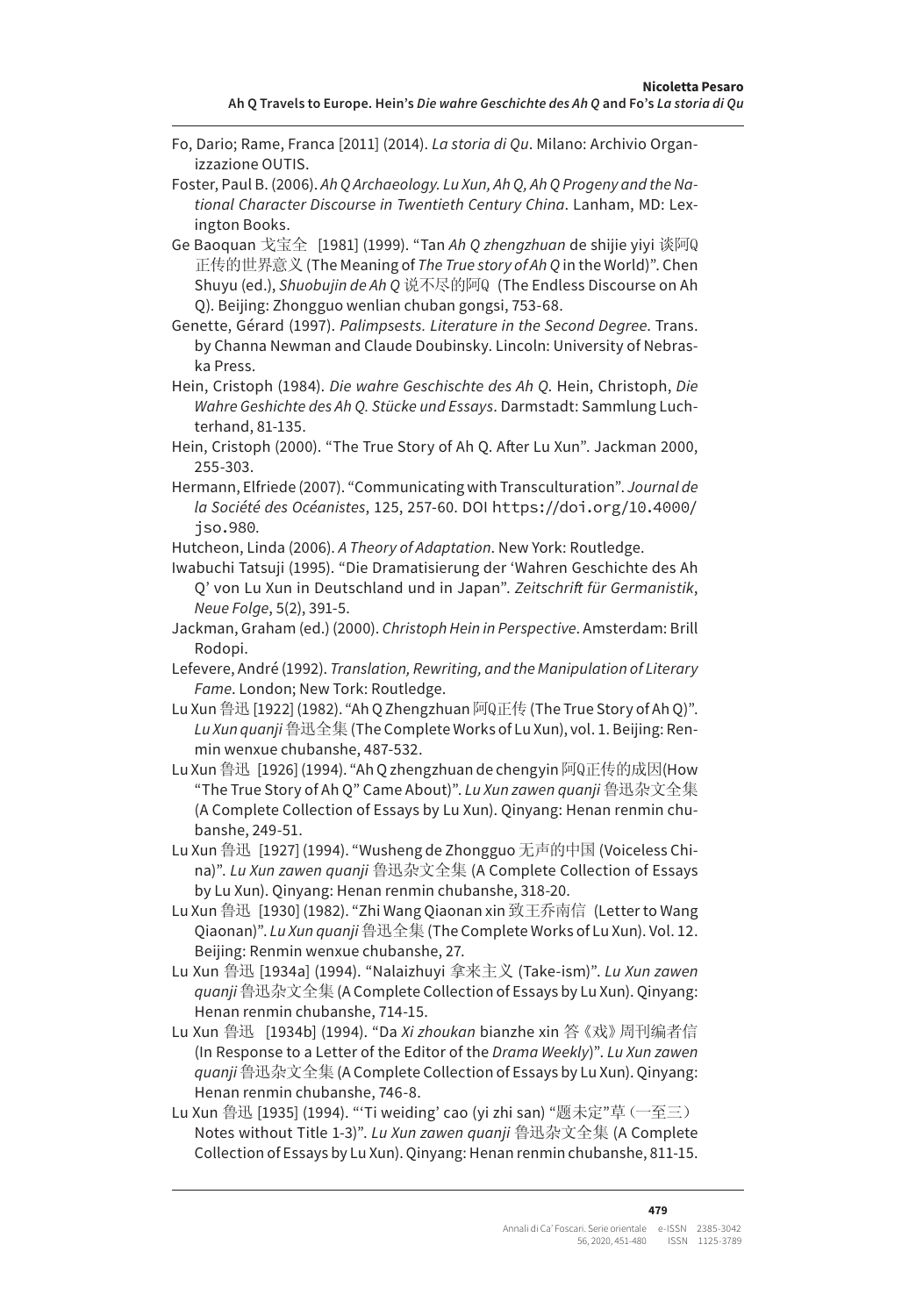Fo, Dario; Rame, Franca [2011] (2014). *La storia di Qu*. Milano: Archivio Organizzazione OUTIS.

Foster, Paul B. (2006). *Ah Q Archaeology. Lu Xun, Ah Q, Ah Q Progeny and the National Character Discourse in Twentieth Century China*. Lanham, MD: Lexington Books.

Ge Baoquan 戈宝全 [1981] (1999). "Tan *Ah Q zhengzhuan* de shijie yiyi 谈阿Q正传的世界意义 (The Meaning of *The True story of Ah Q* in the World)". Chen Shuyu (ed.), *Shuobujin de Ah Q* 说不尽的阿Q (The Endless Discourse on Ah Q). Beijing: Zhongguo wenlian chuban gongsi, 753-68.

Genette, Gérard (1997). *Palimpsests. Literature in the Second Degree*. Trans. by Channa Newman and Claude Doubinsky. Lincoln: University of Nebraska Press.

Hein, Cristoph (1984). *Die wahre Geschischte des Ah Q*. Hein, Christoph, *Die Wahre Geshichte des Ah Q. Stücke und Essays*. Darmstadt: Sammlung Luchterhand, 81-135.

Hein, Cristoph (2000). "The True Story of Ah Q. After Lu Xun". Jackman 2000, 255-303.

Hermann, Elfriede (2007). "Communicating with Transculturation". *Journal de la Société des Océanistes*, 125, 257-60. DOI https://doi.org/10.4000/jso.980.

Hutcheon, Linda (2006). *A Theory of Adaptation*. New York: Routledge.

Iwabuchi Tatsuji (1995). "Die Dramatisierung der 'Wahren Geschichte des Ah Q' von Lu Xun in Deutschland und in Japan". *Zeitschrift für Germanistik*, *Neue Folge*, 5(2), 391-5.

Jackman, Graham (ed.) (2000). *Christoph Hein in Perspective*. Amsterdam: Brill Rodopi.

Lefevere, André (1992). *Translation, Rewriting, and the Manipulation of Literary Fame*. London; New Tork: Routledge.

Lu Xun 鲁迅 [1922] (1982). "Ah Q Zhengzhuan 阿Q正传 (The True Story of Ah Q)". *Lu Xun quanji* 鲁迅全集 (The Complete Works of Lu Xun), vol. 1. Beijing: Renmin wenxue chubanshe, 487-532.

Lu Xun 鲁迅 [1926] (1994). "Ah Q zhengzhuan de chengyin 阿Q正传的成因(How "The True Story of Ah Q" Came About)". *Lu Xun zawen quanji* 鲁迅杂文全集 (A Complete Collection of Essays by Lu Xun). Qinyang: Henan renmin chubanshe, 249-51.

Lu Xun 鲁迅 [1927] (1994). "Wusheng de Zhongguo 无声的中国 (Voiceless China)". *Lu Xun zawen quanji* 鲁迅杂文全集 (A Complete Collection of Essays by Lu Xun). Qinyang: Henan renmin chubanshe, 318-20.

Lu Xun 鲁迅 [1930] (1982). "Zhi Wang Qiaonan xin 致王乔南信 (Letter to Wang Qiaonan)". *Lu Xun quanji* 鲁迅全集 (The Complete Works of Lu Xun). Vol. 12. Beijing: Renmin wenxue chubanshe, 27.

Lu Xun 鲁迅 [1934a] (1994). "Nalaizhuyi 拿来主义 (Take-ism)". *Lu Xun zawen quanji* 鲁迅杂文全集 (A Complete Collection of Essays by Lu Xun). Qinyang: Henan renmin chubanshe, 714-15.

Lu Xun 鲁迅 [1934b] (1994). "Da *Xi zhoukan* bianzhe xin 答《戏》周刊编者信 (In Response to a Letter of the Editor of the *Drama Weekly*)". *Lu Xun zawen quanji* 鲁迅杂文全集 (A Complete Collection of Essays by Lu Xun). Qinyang: Henan renmin chubanshe, 746-8.

Lu Xun 鲁迅 [1935] (1994). "'Ti weiding' cao (yi zhi san) "题未定"草（一至三） Notes without Title 1-3)". *Lu Xun zawen quanji* 鲁迅杂文全集 (A Complete Collection of Essays by Lu Xun). Qinyang: Henan renmin chubanshe, 811-15.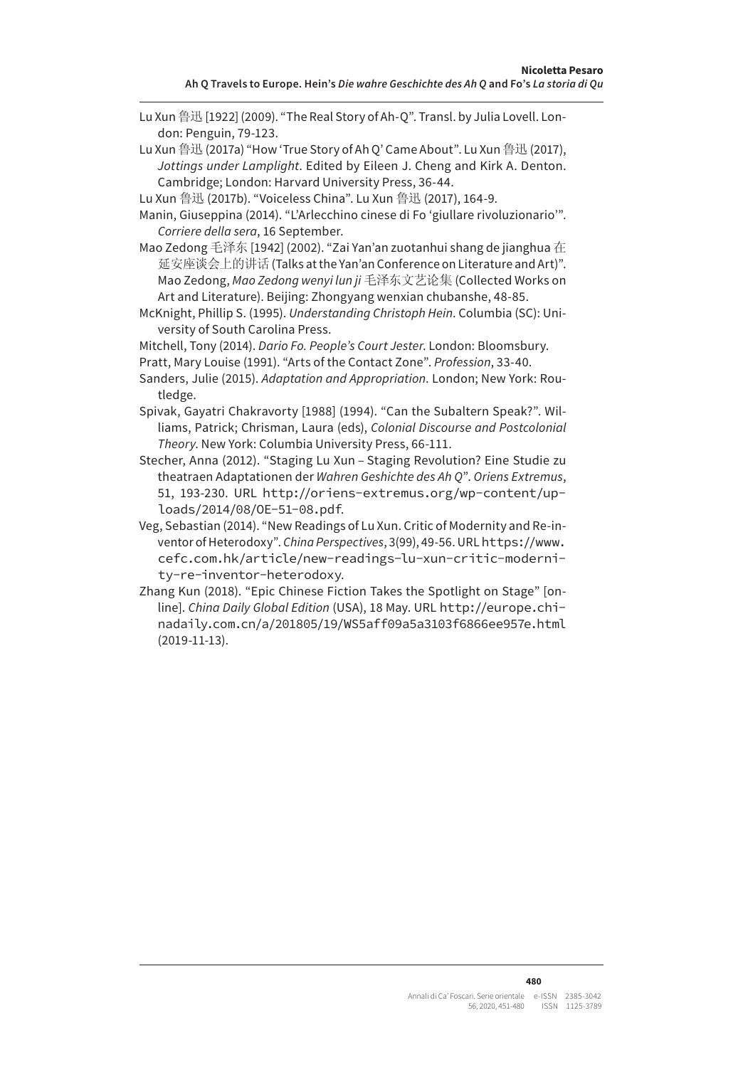Lu Xun 鲁迅 [1922] (2009). “The Real Story of Ah-Q”. Transl. by Julia Lovell. London: Penguin, 79-123.

Lu Xun 鲁迅 (2017a) “How ‘True Story of Ah Q’ Came About”. Lu Xun 鲁迅 (2017), *Jottings under Lamplight*. Edited by Eileen J. Cheng and Kirk A. Denton. Cambridge; London: Harvard University Press, 36-44.

Lu Xun 鲁迅 (2017b). “Voiceless China”. Lu Xun 鲁迅 (2017), 164-9.

Manin, Giuseppina (2014). “L’Arlecchino cinese di Fo ‘giullare rivoluzionario’”. *Corriere della sera*, 16 September.

Mao Zedong 毛泽东 [1942] (2002). “Zai Yan’an zuotanhui shang de jianghua 在延安座谈会上的讲话 (Talks at the Yan’an Conference on Literature and Art)”. Mao Zedong, *Mao Zedong wenyi lun ji* 毛泽东文艺论集 (Collected Works on Art and Literature). Beijing: Zhongyang wenxian chubanshe, 48-85.

McKnight, Phillip S. (1995). *Understanding Christoph Hein*. Columbia (SC): University of South Carolina Press.

Mitchell, Tony (2014). *Dario Fo. People’s Court Jester*. London: Bloomsbury.

Pratt, Mary Louise (1991). “Arts of the Contact Zone”. *Profession*, 33-40.

Sanders, Julie (2015). *Adaptation and Appropriation*. London; New York: Routledge.

Spivak, Gayatri Chakravorty [1988] (1994). “Can the Subaltern Speak?”. Williams, Patrick; Chrisman, Laura (eds), *Colonial Discourse and Postcolonial Theory*. New York: Columbia University Press, 66-111.

Stecher, Anna (2012). “Staging Lu Xun – Staging Revolution? Eine Studie zu theatraen Adaptationen der *Wahren Geshichte des Ah Q*”. *Oriens Extremus*, 51, 193-230. URL http://oriens-extremus.org/wp-content/uploads/2014/08/OE-51-08.pdf.

Veg, Sebastian (2014). “New Readings of Lu Xun. Critic of Modernity and Re-inventor of Heterodoxy”. *China Perspectives*, 3(99), 49-56. URL https://www.cefc.com.hk/article/new-readings-lu-xun-critic-modernity-re-inventor-heterodoxy.

Zhang Kun (2018). “Epic Chinese Fiction Takes the Spotlight on Stage” [online]. *China Daily Global Edition* (USA), 18 May. URL http://europe.chinadaily.com.cn/a/201805/19/WS5aff09a5a3103f6866ee957e.html (2019-11-13).